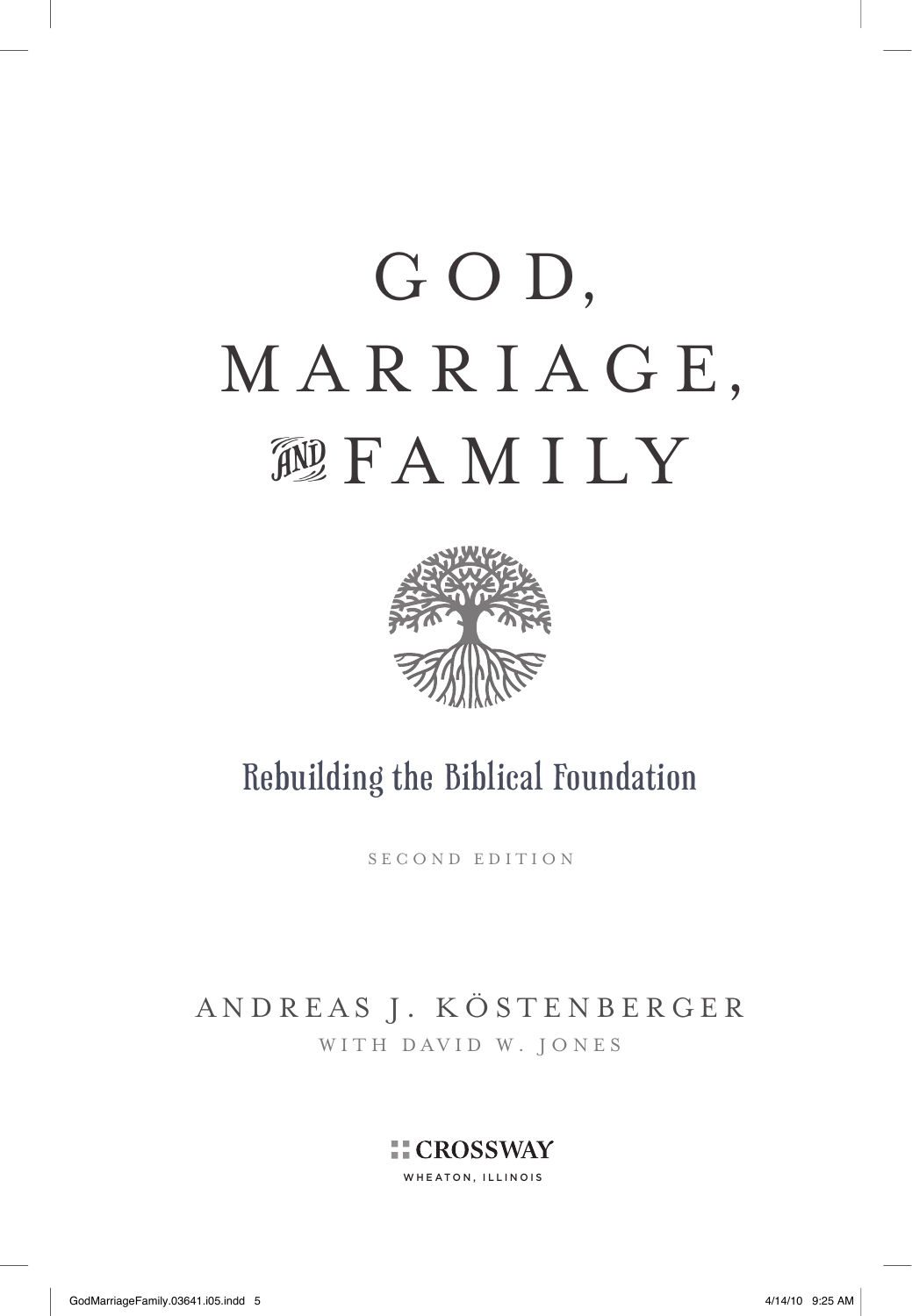# GOD, MARRIAGE, AND FAMILY

## Rebuilding the Biblical Foundation

SECOND EDITION

ANDREAS J. KÖSTENBERGER

WITH DAVID W. JONES

CROSSWAY

WHEATON, ILLINOIS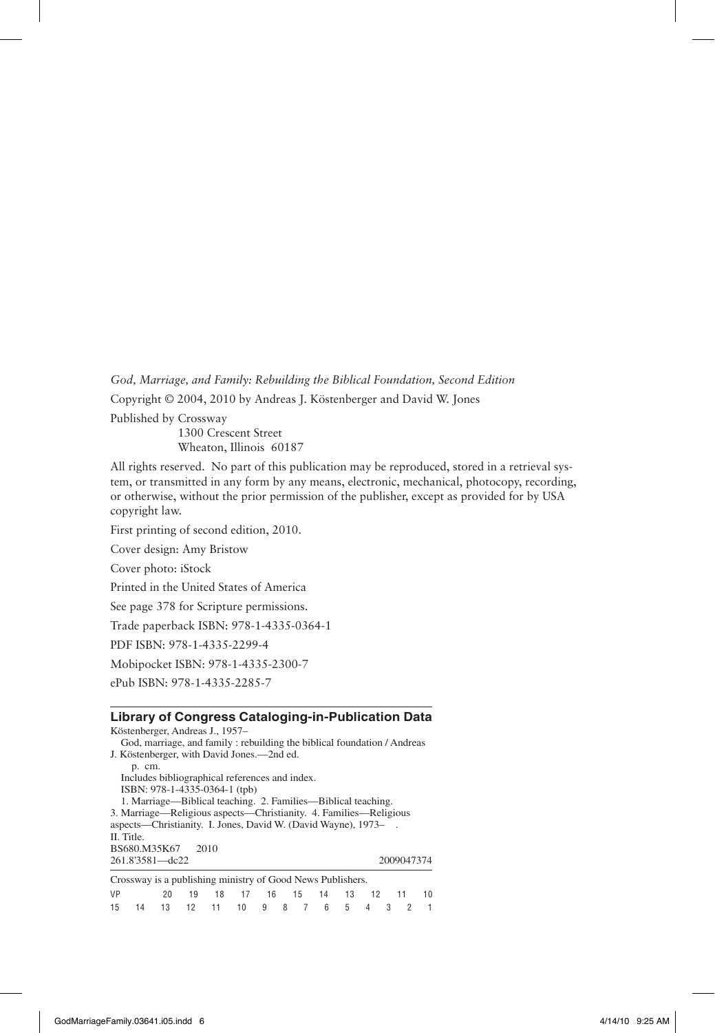*God, Marriage, and Family: Rebuilding the Biblical Foundation, Second Edition*

Copyright © 2004, 2010 by Andreas J. Köstenberger and David W. Jones

Published by Crossway
1300 Crescent Street
Wheaton, Illinois 60187

All rights reserved. No part of this publication may be reproduced, stored in a retrieval system, or transmitted in any form by any means, electronic, mechanical, photocopy, recording, or otherwise, without the prior permission of the publisher, except as provided for by USA copyright law.

First printing of second edition, 2010.

Cover design: Amy Bristow

Cover photo: iStock

Printed in the United States of America

See page 378 for Scripture permissions.

Trade paperback ISBN: 978-1-4335-0364-1

PDF ISBN: 978-1-4335-2299-4

Mobipocket ISBN: 978-1-4335-2300-7

ePub ISBN: 978-1-4335-2285-7

**Library of Congress Cataloging-in-Publication Data**

Köstenberger, Andreas J., 1957–
God, marriage, and family : rebuilding the biblical foundation / Andreas J. Köstenberger, with David Jones.—2nd ed.
p. cm.
Includes bibliographical references and index.
ISBN: 978-1-4335-0364-1 (tpb)
1. Marriage—Biblical teaching. 2. Families—Biblical teaching. 3. Marriage—Religious aspects—Christianity. 4. Families—Religious aspects—Christianity. I. Jones, David W. (David Wayne), 1973– . II. Title.
BS680.M35K67 2010
261.8'3581—dc22 2009047374

Crossway is a publishing ministry of Good News Publishers.

VP 20 19 18 17 16 15 14 13 12 11 10
15 14 13 12 11 10 9 8 7 6 5 4 3 2 1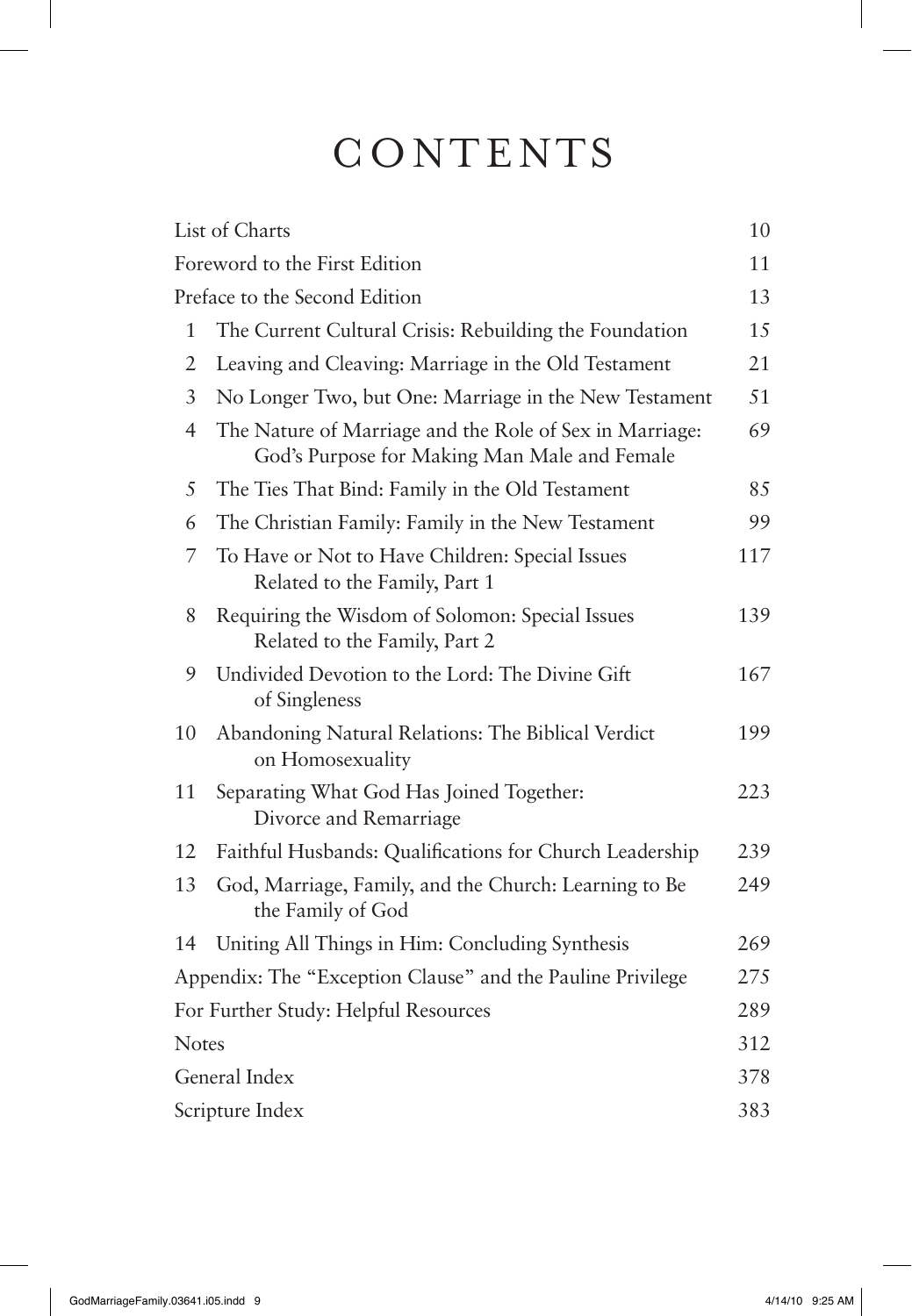# CONTENTS

| | | |
|---|---|---|
| List of Charts | | 10 |
| Foreword to the First Edition | | 11 |
| Preface to the Second Edition | | 13 |
| 1 | The Current Cultural Crisis: Rebuilding the Foundation | 15 |
| 2 | Leaving and Cleaving: Marriage in the Old Testament | 21 |
| 3 | No Longer Two, but One: Marriage in the New Testament | 51 |
| 4 | The Nature of Marriage and the Role of Sex in Marriage: God's Purpose for Making Man Male and Female | 69 |
| 5 | The Ties That Bind: Family in the Old Testament | 85 |
| 6 | The Christian Family: Family in the New Testament | 99 |
| 7 | To Have or Not to Have Children: Special Issues Related to the Family, Part 1 | 117 |
| 8 | Requiring the Wisdom of Solomon: Special Issues Related to the Family, Part 2 | 139 |
| 9 | Undivided Devotion to the Lord: The Divine Gift of Singleness | 167 |
| 10 | Abandoning Natural Relations: The Biblical Verdict on Homosexuality | 199 |
| 11 | Separating What God Has Joined Together: Divorce and Remarriage | 223 |
| 12 | Faithful Husbands: Qualifications for Church Leadership | 239 |
| 13 | God, Marriage, Family, and the Church: Learning to Be the Family of God | 249 |
| 14 | Uniting All Things in Him: Concluding Synthesis | 269 |
| Appendix: The "Exception Clause" and the Pauline Privilege | | 275 |
| For Further Study: Helpful Resources | | 289 |
| Notes | | 312 |
| General Index | | 378 |
| Scripture Index | | 383 |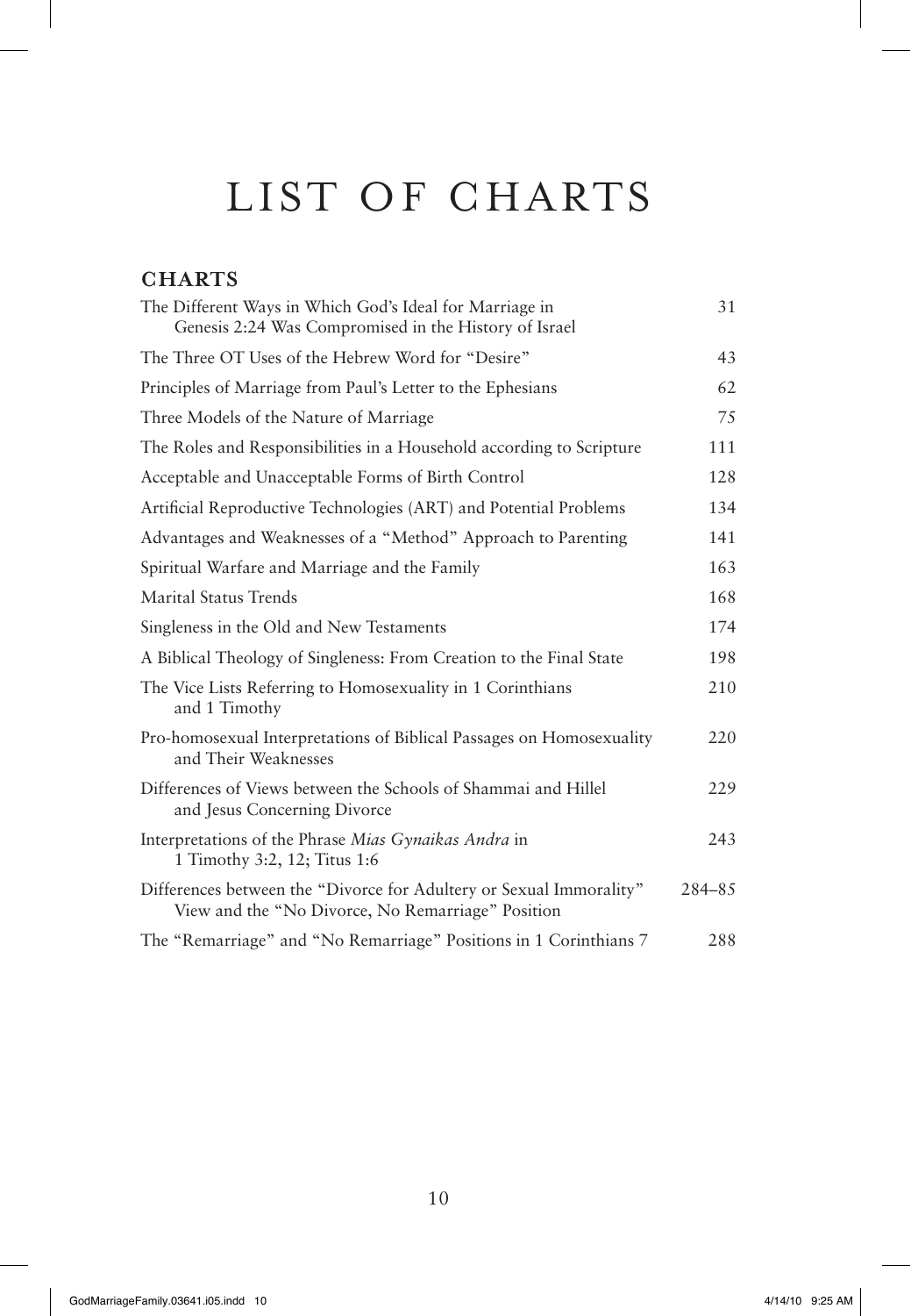# LIST OF CHARTS

## CHARTS

| | |
|---|---|
| The Different Ways in Which God's Ideal for Marriage in Genesis 2:24 Was Compromised in the History of Israel | 31 |
| The Three OT Uses of the Hebrew Word for "Desire" | 43 |
| Principles of Marriage from Paul's Letter to the Ephesians | 62 |
| Three Models of the Nature of Marriage | 75 |
| The Roles and Responsibilities in a Household according to Scripture | 111 |
| Acceptable and Unacceptable Forms of Birth Control | 128 |
| Artificial Reproductive Technologies (ART) and Potential Problems | 134 |
| Advantages and Weaknesses of a "Method" Approach to Parenting | 141 |
| Spiritual Warfare and Marriage and the Family | 163 |
| Marital Status Trends | 168 |
| Singleness in the Old and New Testaments | 174 |
| A Biblical Theology of Singleness: From Creation to the Final State | 198 |
| The Vice Lists Referring to Homosexuality in 1 Corinthians and 1 Timothy | 210 |
| Pro-homosexual Interpretations of Biblical Passages on Homosexuality and Their Weaknesses | 220 |
| Differences of Views between the Schools of Shammai and Hillel and Jesus Concerning Divorce | 229 |
| Interpretations of the Phrase *Mias Gynaikas Andra* in 1 Timothy 3:2, 12; Titus 1:6 | 243 |
| Differences between the "Divorce for Adultery or Sexual Immorality" View and the "No Divorce, No Remarriage" Position | 284–85 |
| The "Remarriage" and "No Remarriage" Positions in 1 Corinthians 7 | 288 |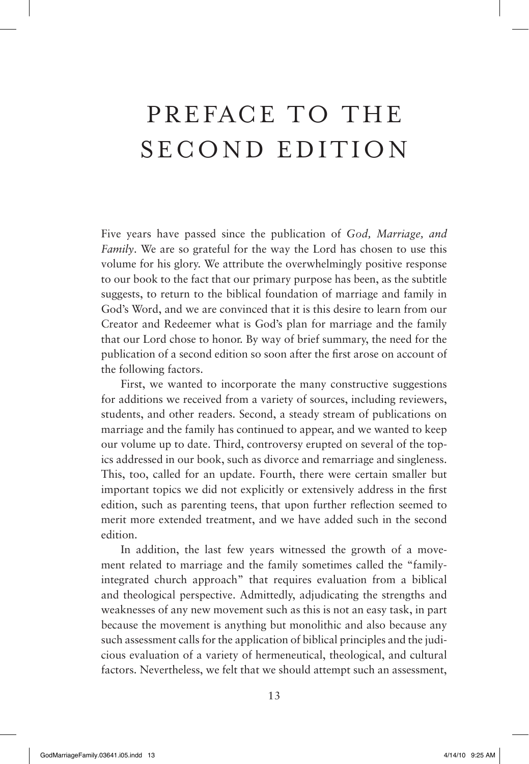# PREFACE TO THE SECOND EDITION

Five years have passed since the publication of *God, Marriage, and Family*. We are so grateful for the way the Lord has chosen to use this volume for his glory. We attribute the overwhelmingly positive response to our book to the fact that our primary purpose has been, as the subtitle suggests, to return to the biblical foundation of marriage and family in God's Word, and we are convinced that it is this desire to learn from our Creator and Redeemer what is God's plan for marriage and the family that our Lord chose to honor. By way of brief summary, the need for the publication of a second edition so soon after the first arose on account of the following factors.

First, we wanted to incorporate the many constructive suggestions for additions we received from a variety of sources, including reviewers, students, and other readers. Second, a steady stream of publications on marriage and the family has continued to appear, and we wanted to keep our volume up to date. Third, controversy erupted on several of the topics addressed in our book, such as divorce and remarriage and singleness. This, too, called for an update. Fourth, there were certain smaller but important topics we did not explicitly or extensively address in the first edition, such as parenting teens, that upon further reflection seemed to merit more extended treatment, and we have added such in the second edition.

In addition, the last few years witnessed the growth of a movement related to marriage and the family sometimes called the "family-integrated church approach" that requires evaluation from a biblical and theological perspective. Admittedly, adjudicating the strengths and weaknesses of any new movement such as this is not an easy task, in part because the movement is anything but monolithic and also because any such assessment calls for the application of biblical principles and the judicious evaluation of a variety of hermeneutical, theological, and cultural factors. Nevertheless, we felt that we should attempt such an assessment,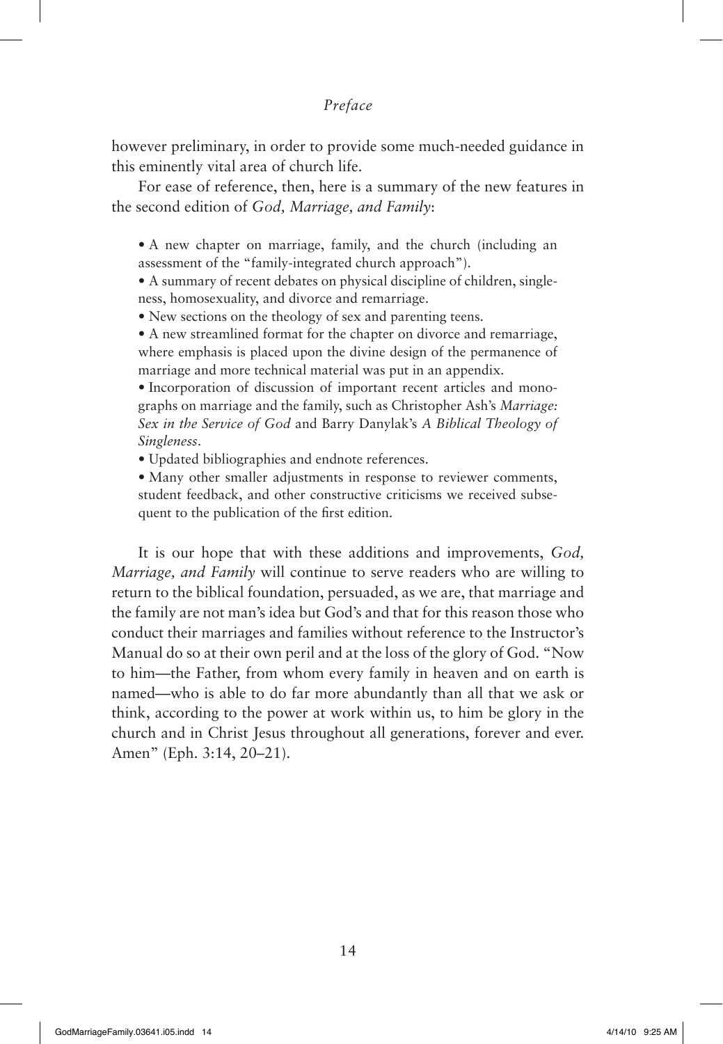however preliminary, in order to provide some much-needed guidance in this eminently vital area of church life.

For ease of reference, then, here is a summary of the new features in the second edition of *God, Marriage, and Family*:

- A new chapter on marriage, family, and the church (including an assessment of the "family-integrated church approach").
- A summary of recent debates on physical discipline of children, singleness, homosexuality, and divorce and remarriage.
- New sections on the theology of sex and parenting teens.
- A new streamlined format for the chapter on divorce and remarriage, where emphasis is placed upon the divine design of the permanence of marriage and more technical material was put in an appendix.
- Incorporation of discussion of important recent articles and monographs on marriage and the family, such as Christopher Ash's *Marriage: Sex in the Service of God* and Barry Danylak's *A Biblical Theology of Singleness*.
- Updated bibliographies and endnote references.
- Many other smaller adjustments in response to reviewer comments, student feedback, and other constructive criticisms we received subsequent to the publication of the first edition.

It is our hope that with these additions and improvements, *God, Marriage, and Family* will continue to serve readers who are willing to return to the biblical foundation, persuaded, as we are, that marriage and the family are not man's idea but God's and that for this reason those who conduct their marriages and families without reference to the Instructor's Manual do so at their own peril and at the loss of the glory of God. "Now to him—the Father, from whom every family in heaven and on earth is named—who is able to do far more abundantly than all that we ask or think, according to the power at work within us, to him be glory in the church and in Christ Jesus throughout all generations, forever and ever. Amen" (Eph. 3:14, 20–21).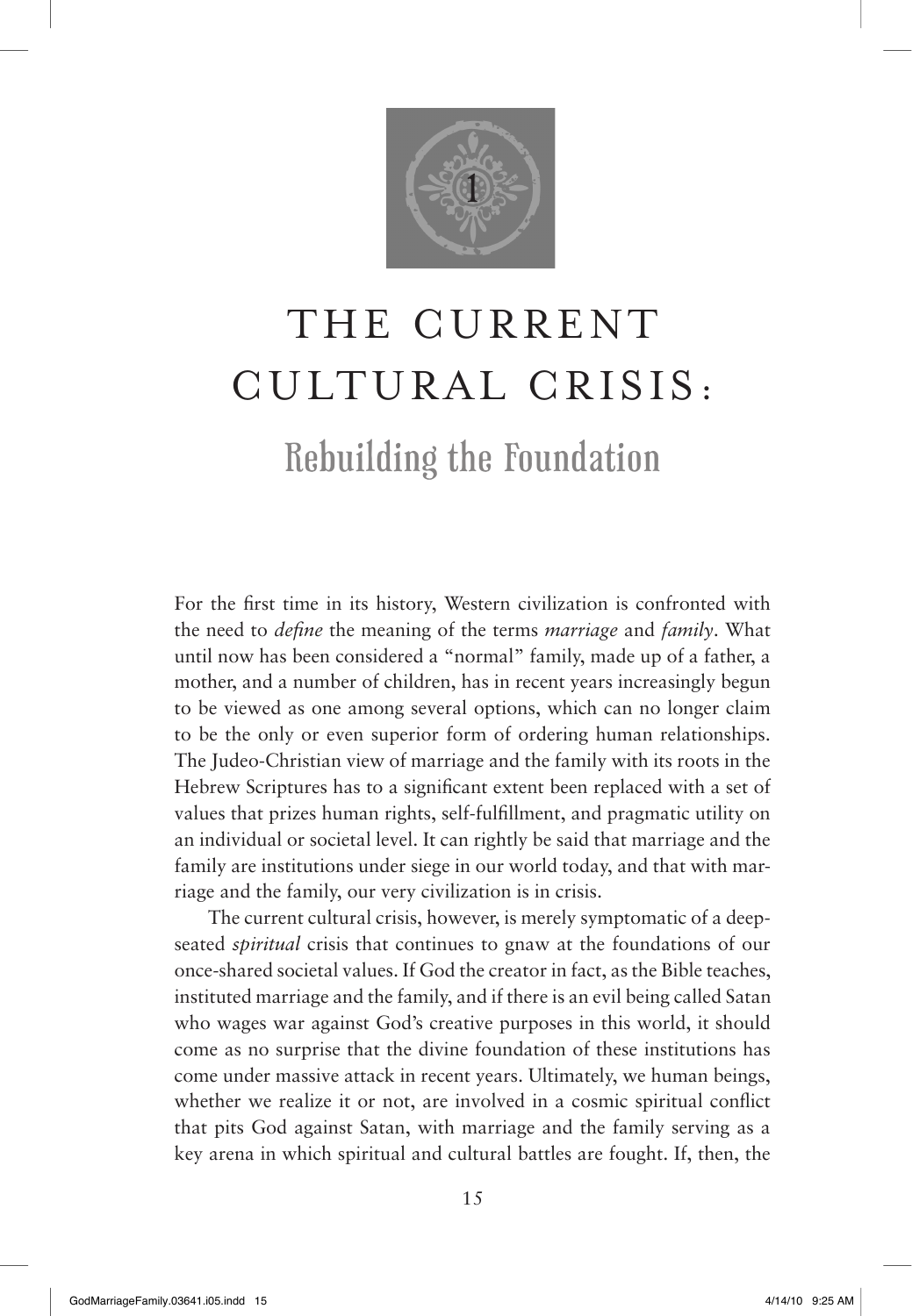# 1

# THE CURRENT CULTURAL CRISIS:

## Rebuilding the Foundation

For the first time in its history, Western civilization is confronted with the need to *define* the meaning of the terms *marriage* and *family*. What until now has been considered a "normal" family, made up of a father, a mother, and a number of children, has in recent years increasingly begun to be viewed as one among several options, which can no longer claim to be the only or even superior form of ordering human relationships. The Judeo-Christian view of marriage and the family with its roots in the Hebrew Scriptures has to a significant extent been replaced with a set of values that prizes human rights, self-fulfillment, and pragmatic utility on an individual or societal level. It can rightly be said that marriage and the family are institutions under siege in our world today, and that with marriage and the family, our very civilization is in crisis.

The current cultural crisis, however, is merely symptomatic of a deep-seated *spiritual* crisis that continues to gnaw at the foundations of our once-shared societal values. If God the creator in fact, as the Bible teaches, instituted marriage and the family, and if there is an evil being called Satan who wages war against God's creative purposes in this world, it should come as no surprise that the divine foundation of these institutions has come under massive attack in recent years. Ultimately, we human beings, whether we realize it or not, are involved in a cosmic spiritual conflict that pits God against Satan, with marriage and the family serving as a key arena in which spiritual and cultural battles are fought. If, then, the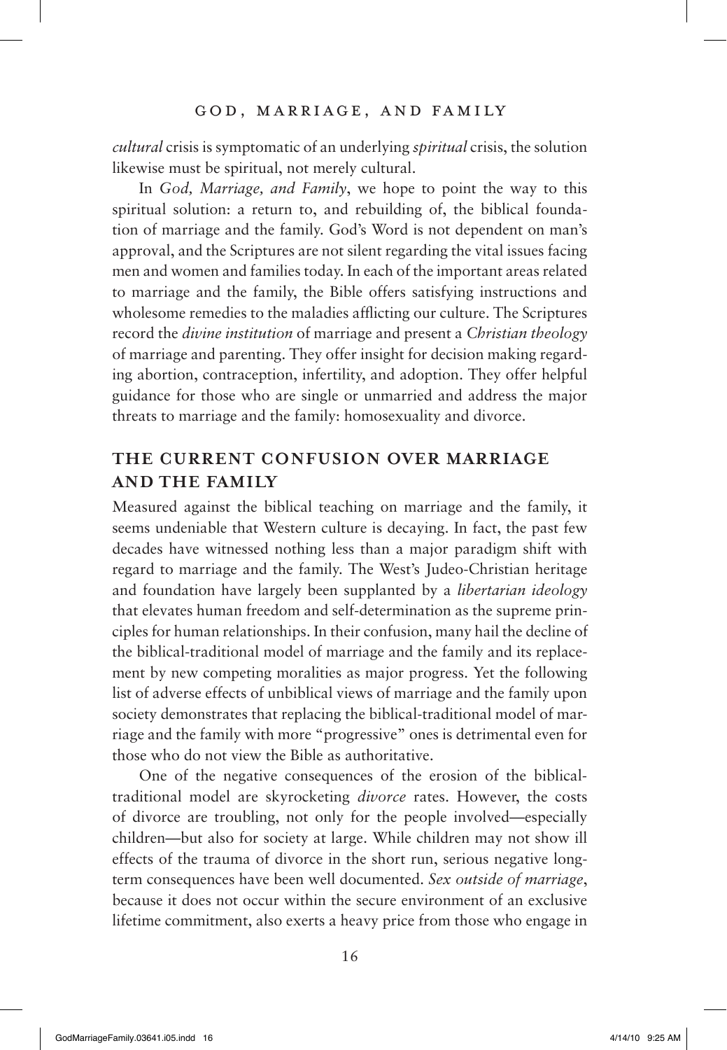*cultural* crisis is symptomatic of an underlying *spiritual* crisis, the solution likewise must be spiritual, not merely cultural.

In *God, Marriage, and Family*, we hope to point the way to this spiritual solution: a return to, and rebuilding of, the biblical foundation of marriage and the family. God's Word is not dependent on man's approval, and the Scriptures are not silent regarding the vital issues facing men and women and families today. In each of the important areas related to marriage and the family, the Bible offers satisfying instructions and wholesome remedies to the maladies afflicting our culture. The Scriptures record the *divine institution* of marriage and present a *Christian theology* of marriage and parenting. They offer insight for decision making regarding abortion, contraception, infertility, and adoption. They offer helpful guidance for those who are single or unmarried and address the major threats to marriage and the family: homosexuality and divorce.

## THE CURRENT CONFUSION OVER MARRIAGE AND THE FAMILY

Measured against the biblical teaching on marriage and the family, it seems undeniable that Western culture is decaying. In fact, the past few decades have witnessed nothing less than a major paradigm shift with regard to marriage and the family. The West's Judeo-Christian heritage and foundation have largely been supplanted by a *libertarian ideology* that elevates human freedom and self-determination as the supreme principles for human relationships. In their confusion, many hail the decline of the biblical-traditional model of marriage and the family and its replacement by new competing moralities as major progress. Yet the following list of adverse effects of unbiblical views of marriage and the family upon society demonstrates that replacing the biblical-traditional model of marriage and the family with more "progressive" ones is detrimental even for those who do not view the Bible as authoritative.

One of the negative consequences of the erosion of the biblical-traditional model are skyrocketing *divorce* rates. However, the costs of divorce are troubling, not only for the people involved—especially children—but also for society at large. While children may not show ill effects of the trauma of divorce in the short run, serious negative long-term consequences have been well documented. *Sex outside of marriage*, because it does not occur within the secure environment of an exclusive lifetime commitment, also exerts a heavy price from those who engage in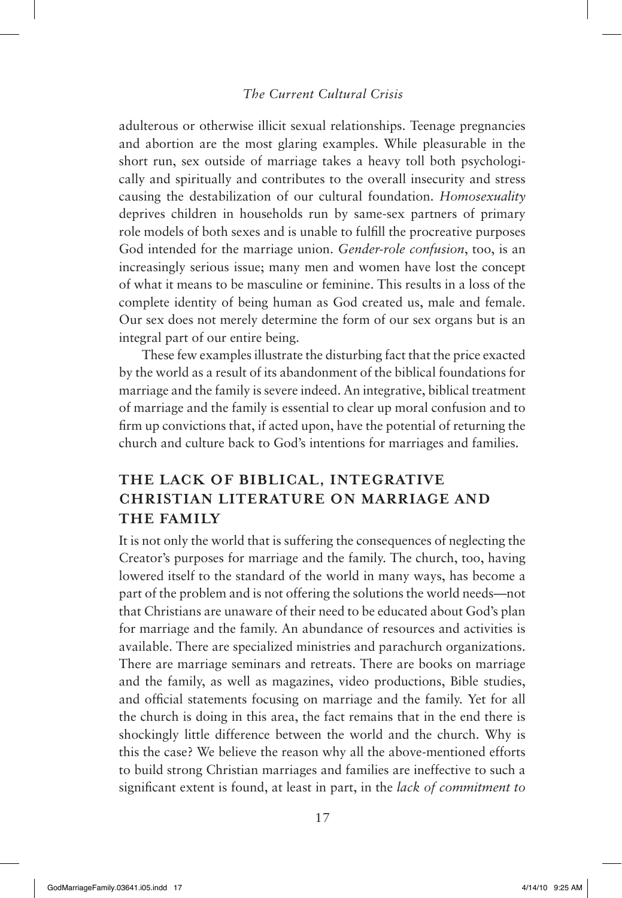adulterous or otherwise illicit sexual relationships. Teenage pregnancies and abortion are the most glaring examples. While pleasurable in the short run, sex outside of marriage takes a heavy toll both psychologically and spiritually and contributes to the overall insecurity and stress causing the destabilization of our cultural foundation. *Homosexuality* deprives children in households run by same-sex partners of primary role models of both sexes and is unable to fulfill the procreative purposes God intended for the marriage union. *Gender-role confusion*, too, is an increasingly serious issue; many men and women have lost the concept of what it means to be masculine or feminine. This results in a loss of the complete identity of being human as God created us, male and female. Our sex does not merely determine the form of our sex organs but is an integral part of our entire being.

These few examples illustrate the disturbing fact that the price exacted by the world as a result of its abandonment of the biblical foundations for marriage and the family is severe indeed. An integrative, biblical treatment of marriage and the family is essential to clear up moral confusion and to firm up convictions that, if acted upon, have the potential of returning the church and culture back to God's intentions for marriages and families.

## THE LACK OF BIBLICAL, INTEGRATIVE CHRISTIAN LITERATURE ON MARRIAGE AND THE FAMILY

It is not only the world that is suffering the consequences of neglecting the Creator's purposes for marriage and the family. The church, too, having lowered itself to the standard of the world in many ways, has become a part of the problem and is not offering the solutions the world needs—not that Christians are unaware of their need to be educated about God's plan for marriage and the family. An abundance of resources and activities is available. There are specialized ministries and parachurch organizations. There are marriage seminars and retreats. There are books on marriage and the family, as well as magazines, video productions, Bible studies, and official statements focusing on marriage and the family. Yet for all the church is doing in this area, the fact remains that in the end there is shockingly little difference between the world and the church. Why is this the case? We believe the reason why all the above-mentioned efforts to build strong Christian marriages and families are ineffective to such a significant extent is found, at least in part, in the *lack of commitment to*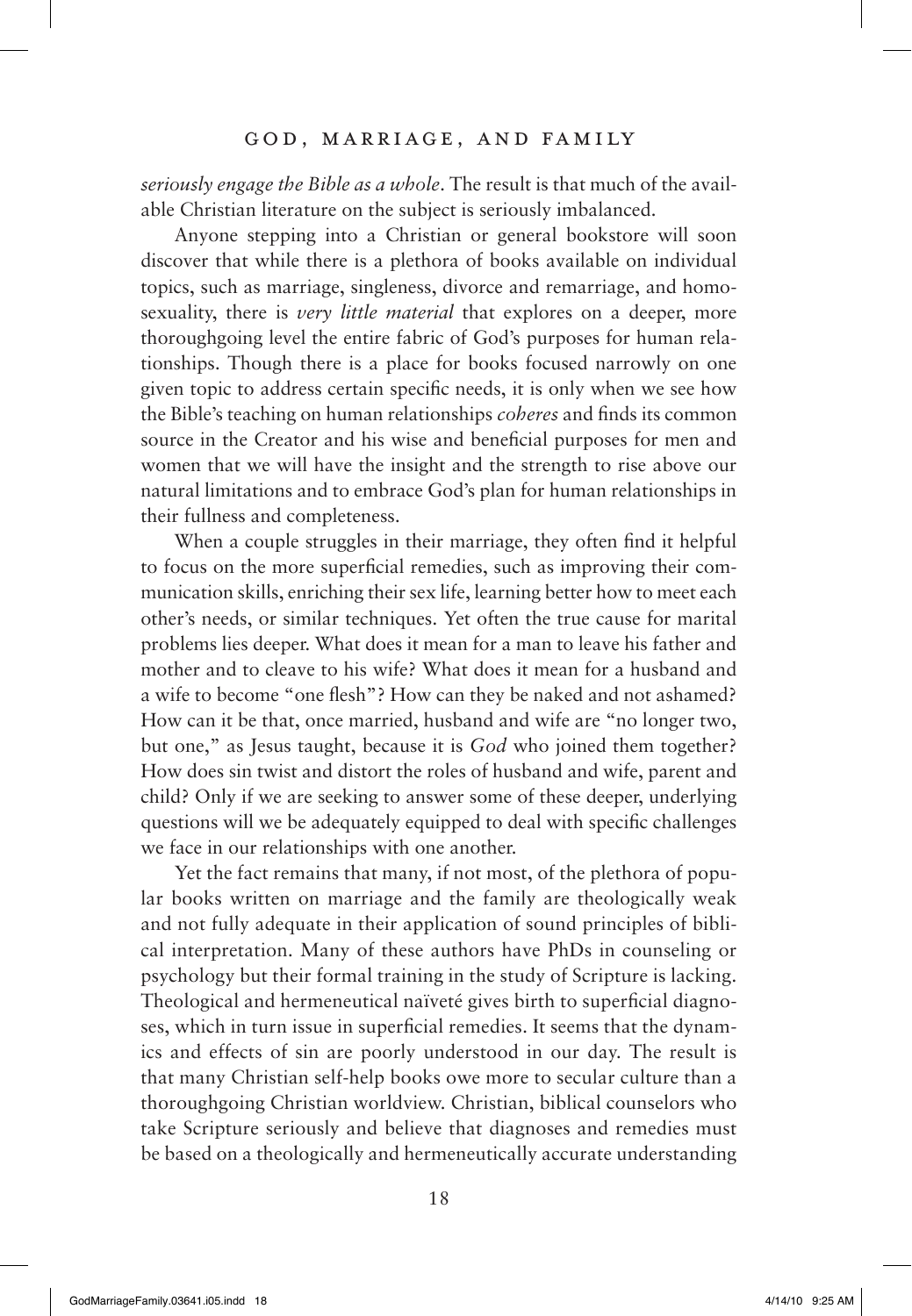*seriously engage the Bible as a whole*. The result is that much of the available Christian literature on the subject is seriously imbalanced.

Anyone stepping into a Christian or general bookstore will soon discover that while there is a plethora of books available on individual topics, such as marriage, singleness, divorce and remarriage, and homosexuality, there is *very little material* that explores on a deeper, more thoroughgoing level the entire fabric of God's purposes for human relationships. Though there is a place for books focused narrowly on one given topic to address certain specific needs, it is only when we see how the Bible's teaching on human relationships *coheres* and finds its common source in the Creator and his wise and beneficial purposes for men and women that we will have the insight and the strength to rise above our natural limitations and to embrace God's plan for human relationships in their fullness and completeness.

When a couple struggles in their marriage, they often find it helpful to focus on the more superficial remedies, such as improving their communication skills, enriching their sex life, learning better how to meet each other's needs, or similar techniques. Yet often the true cause for marital problems lies deeper. What does it mean for a man to leave his father and mother and to cleave to his wife? What does it mean for a husband and a wife to become "one flesh"? How can they be naked and not ashamed? How can it be that, once married, husband and wife are "no longer two, but one," as Jesus taught, because it is *God* who joined them together? How does sin twist and distort the roles of husband and wife, parent and child? Only if we are seeking to answer some of these deeper, underlying questions will we be adequately equipped to deal with specific challenges we face in our relationships with one another.

Yet the fact remains that many, if not most, of the plethora of popular books written on marriage and the family are theologically weak and not fully adequate in their application of sound principles of biblical interpretation. Many of these authors have PhDs in counseling or psychology but their formal training in the study of Scripture is lacking. Theological and hermeneutical naïveté gives birth to superficial diagnoses, which in turn issue in superficial remedies. It seems that the dynamics and effects of sin are poorly understood in our day. The result is that many Christian self-help books owe more to secular culture than a thoroughgoing Christian worldview. Christian, biblical counselors who take Scripture seriously and believe that diagnoses and remedies must be based on a theologically and hermeneutically accurate understanding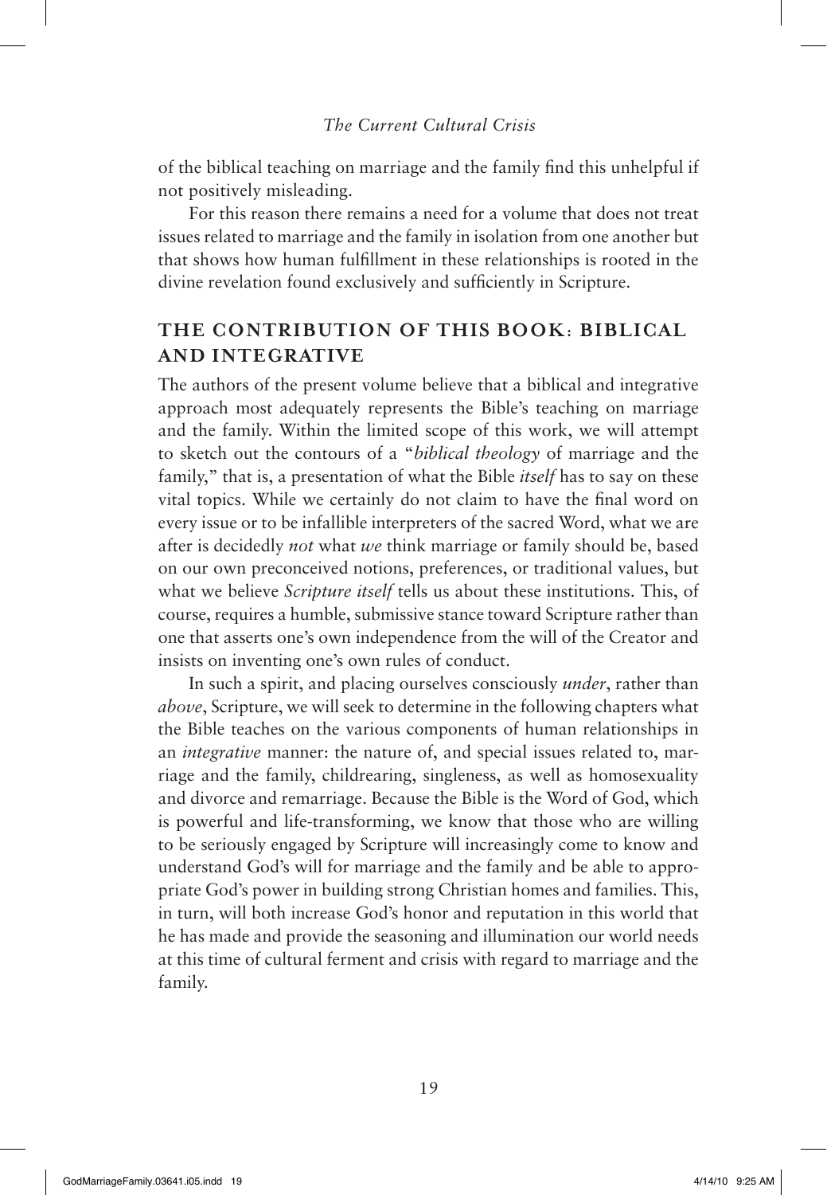of the biblical teaching on marriage and the family find this unhelpful if not positively misleading.

For this reason there remains a need for a volume that does not treat issues related to marriage and the family in isolation from one another but that shows how human fulfillment in these relationships is rooted in the divine revelation found exclusively and sufficiently in Scripture.

## THE CONTRIBUTION OF THIS BOOK: BIBLICAL AND INTEGRATIVE

The authors of the present volume believe that a biblical and integrative approach most adequately represents the Bible's teaching on marriage and the family. Within the limited scope of this work, we will attempt to sketch out the contours of a "*biblical theology* of marriage and the family," that is, a presentation of what the Bible *itself* has to say on these vital topics. While we certainly do not claim to have the final word on every issue or to be infallible interpreters of the sacred Word, what we are after is decidedly *not* what *we* think marriage or family should be, based on our own preconceived notions, preferences, or traditional values, but what we believe *Scripture itself* tells us about these institutions. This, of course, requires a humble, submissive stance toward Scripture rather than one that asserts one's own independence from the will of the Creator and insists on inventing one's own rules of conduct.

In such a spirit, and placing ourselves consciously *under*, rather than *above*, Scripture, we will seek to determine in the following chapters what the Bible teaches on the various components of human relationships in an *integrative* manner: the nature of, and special issues related to, marriage and the family, childrearing, singleness, as well as homosexuality and divorce and remarriage. Because the Bible is the Word of God, which is powerful and life-transforming, we know that those who are willing to be seriously engaged by Scripture will increasingly come to know and understand God's will for marriage and the family and be able to appropriate God's power in building strong Christian homes and families. This, in turn, will both increase God's honor and reputation in this world that he has made and provide the seasoning and illumination our world needs at this time of cultural ferment and crisis with regard to marriage and the family.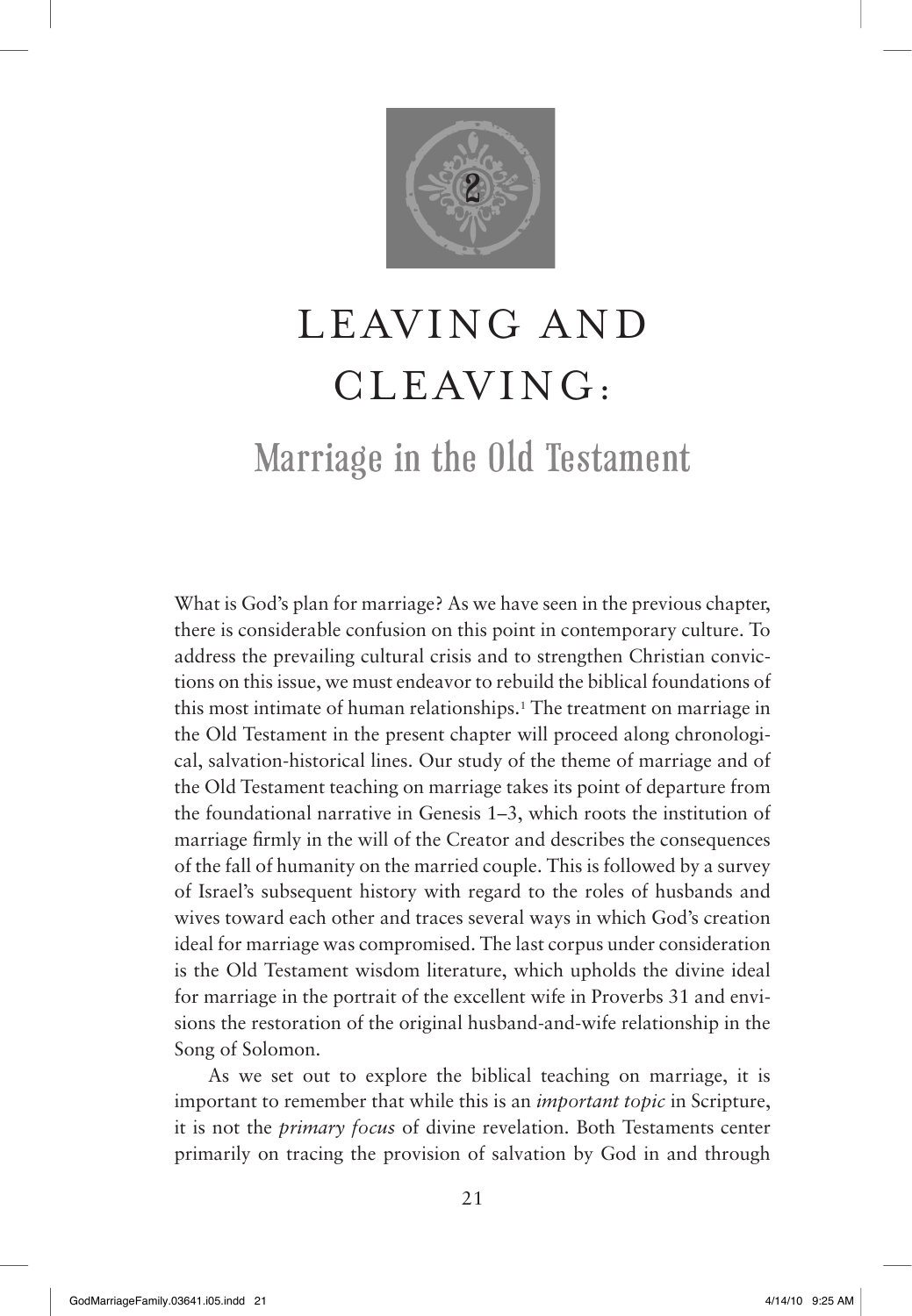# 2

# LEAVING AND CLEAVING:

## Marriage in the Old Testament

What is God's plan for marriage? As we have seen in the previous chapter, there is considerable confusion on this point in contemporary culture. To address the prevailing cultural crisis and to strengthen Christian convictions on this issue, we must endeavor to rebuild the biblical foundations of this most intimate of human relationships.[1] The treatment on marriage in the Old Testament in the present chapter will proceed along chronological, salvation-historical lines. Our study of the theme of marriage and of the Old Testament teaching on marriage takes its point of departure from the foundational narrative in Genesis 1–3, which roots the institution of marriage firmly in the will of the Creator and describes the consequences of the fall of humanity on the married couple. This is followed by a survey of Israel's subsequent history with regard to the roles of husbands and wives toward each other and traces several ways in which God's creation ideal for marriage was compromised. The last corpus under consideration is the Old Testament wisdom literature, which upholds the divine ideal for marriage in the portrait of the excellent wife in Proverbs 31 and envisions the restoration of the original husband-and-wife relationship in the Song of Solomon.

As we set out to explore the biblical teaching on marriage, it is important to remember that while this is an *important topic* in Scripture, it is not the *primary focus* of divine revelation. Both Testaments center primarily on tracing the provision of salvation by God in and through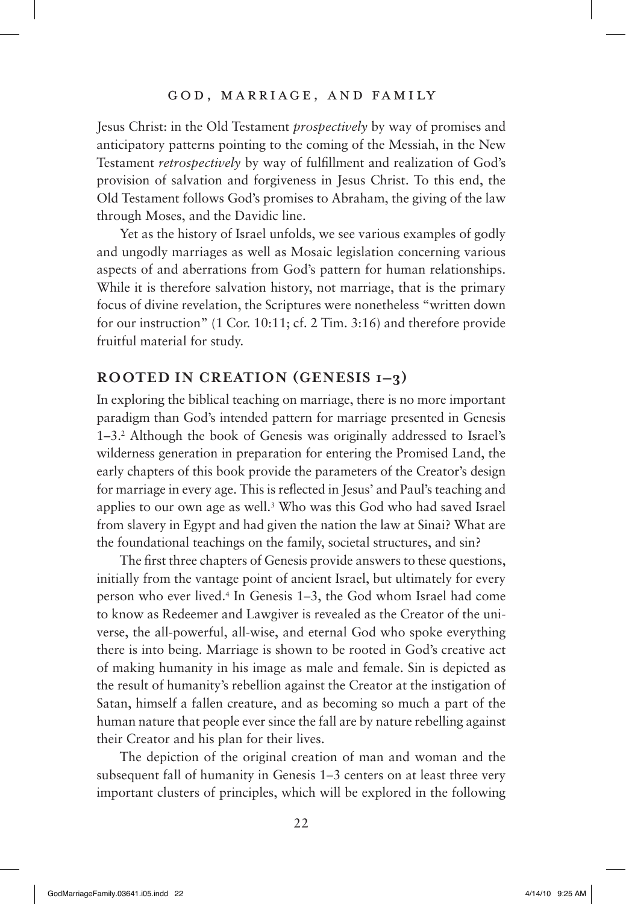Jesus Christ: in the Old Testament *prospectively* by way of promises and anticipatory patterns pointing to the coming of the Messiah, in the New Testament *retrospectively* by way of fulfillment and realization of God's provision of salvation and forgiveness in Jesus Christ. To this end, the Old Testament follows God's promises to Abraham, the giving of the law through Moses, and the Davidic line.

Yet as the history of Israel unfolds, we see various examples of godly and ungodly marriages as well as Mosaic legislation concerning various aspects of and aberrations from God's pattern for human relationships. While it is therefore salvation history, not marriage, that is the primary focus of divine revelation, the Scriptures were nonetheless "written down for our instruction" (1 Cor. 10:11; cf. 2 Tim. 3:16) and therefore provide fruitful material for study.

## ROOTED IN CREATION (GENESIS 1–3)

In exploring the biblical teaching on marriage, there is no more important paradigm than God's intended pattern for marriage presented in Genesis 1–3.[2] Although the book of Genesis was originally addressed to Israel's wilderness generation in preparation for entering the Promised Land, the early chapters of this book provide the parameters of the Creator's design for marriage in every age. This is reflected in Jesus' and Paul's teaching and applies to our own age as well.[3] Who was this God who had saved Israel from slavery in Egypt and had given the nation the law at Sinai? What are the foundational teachings on the family, societal structures, and sin?

The first three chapters of Genesis provide answers to these questions, initially from the vantage point of ancient Israel, but ultimately for every person who ever lived.[4] In Genesis 1–3, the God whom Israel had come to know as Redeemer and Lawgiver is revealed as the Creator of the universe, the all-powerful, all-wise, and eternal God who spoke everything there is into being. Marriage is shown to be rooted in God's creative act of making humanity in his image as male and female. Sin is depicted as the result of humanity's rebellion against the Creator at the instigation of Satan, himself a fallen creature, and as becoming so much a part of the human nature that people ever since the fall are by nature rebelling against their Creator and his plan for their lives.

The depiction of the original creation of man and woman and the subsequent fall of humanity in Genesis 1–3 centers on at least three very important clusters of principles, which will be explored in the following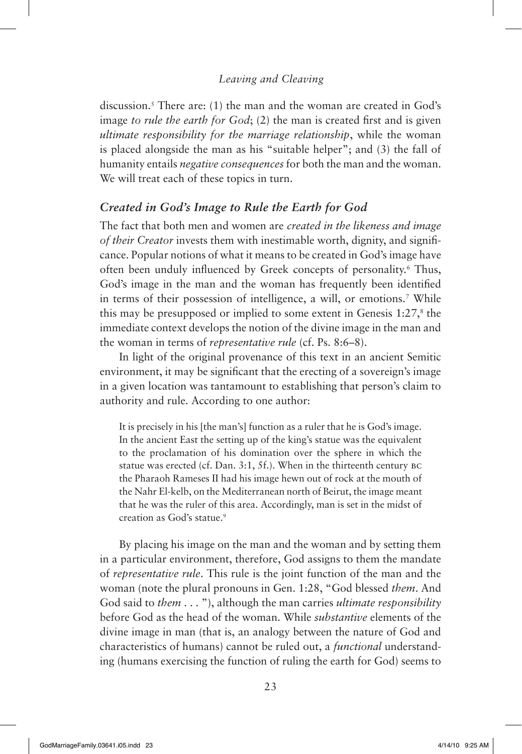discussion.[5] There are: (1) the man and the woman are created in God's image *to rule the earth for God*; (2) the man is created first and is given *ultimate responsibility for the marriage relationship*, while the woman is placed alongside the man as his "suitable helper"; and (3) the fall of humanity entails *negative consequences* for both the man and the woman. We will treat each of these topics in turn.

### *Created in God's Image to Rule the Earth for God*

The fact that both men and women are *created in the likeness and image of their Creator* invests them with inestimable worth, dignity, and significance. Popular notions of what it means to be created in God's image have often been unduly influenced by Greek concepts of personality.[6] Thus, God's image in the man and the woman has frequently been identified in terms of their possession of intelligence, a will, or emotions.[7] While this may be presupposed or implied to some extent in Genesis 1:27,[8] the immediate context develops the notion of the divine image in the man and the woman in terms of *representative rule* (cf. Ps. 8:6–8).

In light of the original provenance of this text in an ancient Semitic environment, it may be significant that the erecting of a sovereign's image in a given location was tantamount to establishing that person's claim to authority and rule. According to one author:

> It is precisely in his [the man's] function as a ruler that he is God's image. In the ancient East the setting up of the king's statue was the equivalent to the proclamation of his domination over the sphere in which the statue was erected (cf. Dan. 3:1, 5f.). When in the thirteenth century BC the Pharaoh Rameses II had his image hewn out of rock at the mouth of the Nahr El-kelb, on the Mediterranean north of Beirut, the image meant that he was the ruler of this area. Accordingly, man is set in the midst of creation as God's statue.[9]

By placing his image on the man and the woman and by setting them in a particular environment, therefore, God assigns to them the mandate of *representative rule*. This rule is the joint function of the man and the woman (note the plural pronouns in Gen. 1:28, "God blessed *them*. And God said to *them* . . . "), although the man carries *ultimate responsibility* before God as the head of the woman. While *substantive* elements of the divine image in man (that is, an analogy between the nature of God and characteristics of humans) cannot be ruled out, a *functional* understanding (humans exercising the function of ruling the earth for God) seems to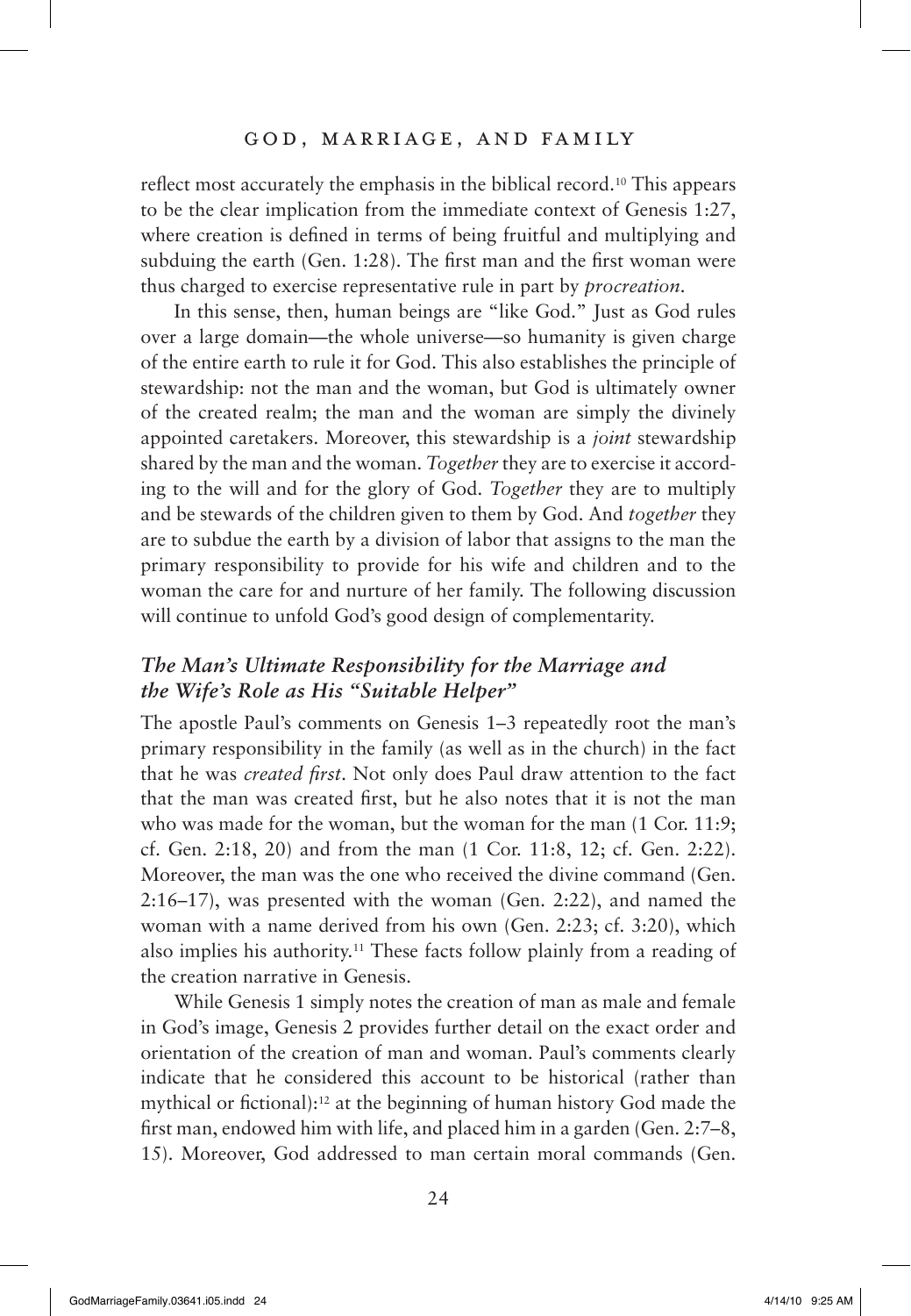reflect most accurately the emphasis in the biblical record.[10] This appears to be the clear implication from the immediate context of Genesis 1:27, where creation is defined in terms of being fruitful and multiplying and subduing the earth (Gen. 1:28). The first man and the first woman were thus charged to exercise representative rule in part by *procreation*.

In this sense, then, human beings are "like God." Just as God rules over a large domain—the whole universe—so humanity is given charge of the entire earth to rule it for God. This also establishes the principle of stewardship: not the man and the woman, but God is ultimately owner of the created realm; the man and the woman are simply the divinely appointed caretakers. Moreover, this stewardship is a *joint* stewardship shared by the man and the woman. *Together* they are to exercise it according to the will and for the glory of God. *Together* they are to multiply and be stewards of the children given to them by God. And *together* they are to subdue the earth by a division of labor that assigns to the man the primary responsibility to provide for his wife and children and to the woman the care for and nurture of her family. The following discussion will continue to unfold God's good design of complementarity.

### *The Man's Ultimate Responsibility for the Marriage and the Wife's Role as His "Suitable Helper"*

The apostle Paul's comments on Genesis 1–3 repeatedly root the man's primary responsibility in the family (as well as in the church) in the fact that he was *created first*. Not only does Paul draw attention to the fact that the man was created first, but he also notes that it is not the man who was made for the woman, but the woman for the man (1 Cor. 11:9; cf. Gen. 2:18, 20) and from the man (1 Cor. 11:8, 12; cf. Gen. 2:22). Moreover, the man was the one who received the divine command (Gen. 2:16–17), was presented with the woman (Gen. 2:22), and named the woman with a name derived from his own (Gen. 2:23; cf. 3:20), which also implies his authority.[11] These facts follow plainly from a reading of the creation narrative in Genesis.

While Genesis 1 simply notes the creation of man as male and female in God's image, Genesis 2 provides further detail on the exact order and orientation of the creation of man and woman. Paul's comments clearly indicate that he considered this account to be historical (rather than mythical or fictional):[12] at the beginning of human history God made the first man, endowed him with life, and placed him in a garden (Gen. 2:7–8, 15). Moreover, God addressed to man certain moral commands (Gen.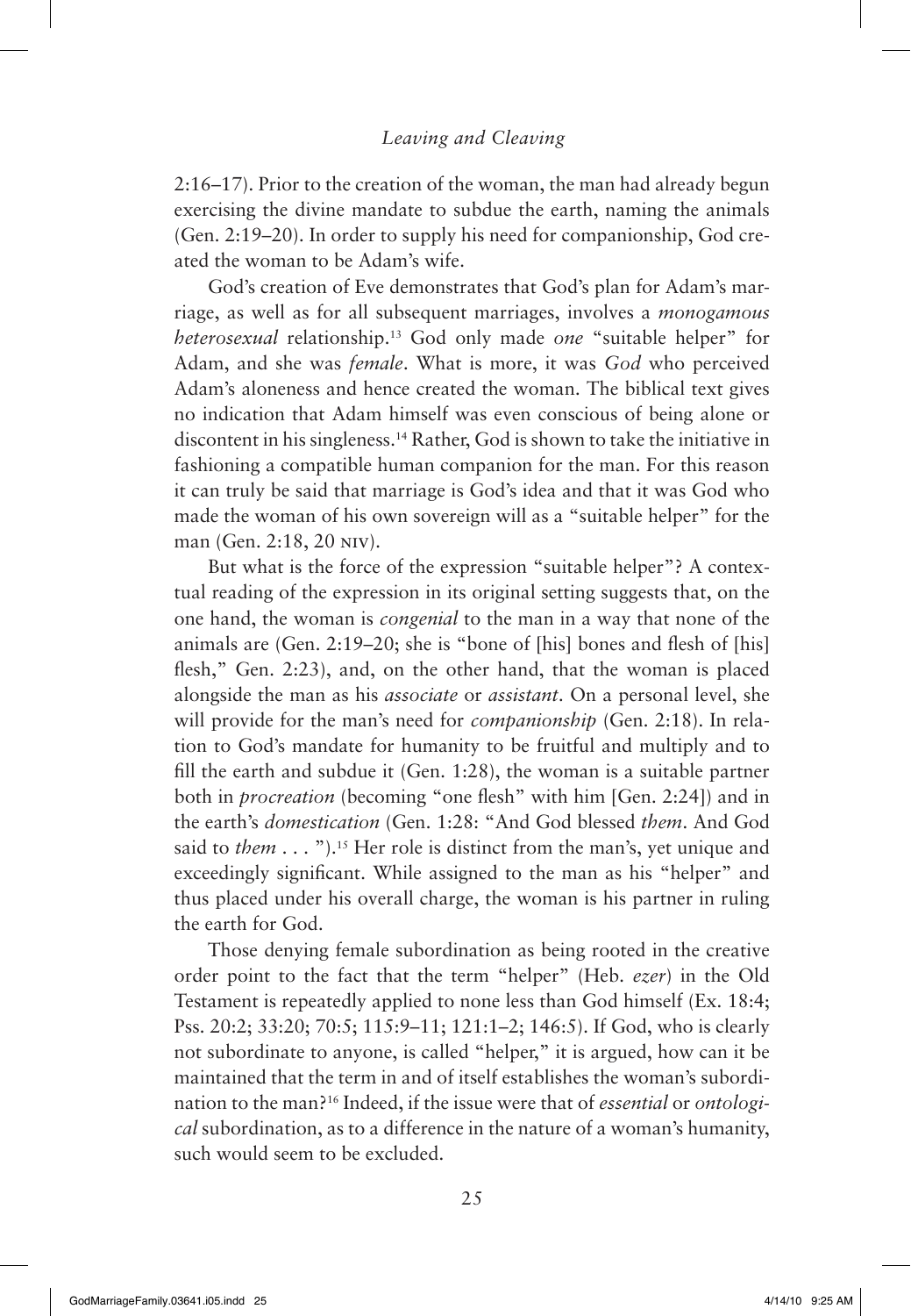2:16–17). Prior to the creation of the woman, the man had already begun exercising the divine mandate to subdue the earth, naming the animals (Gen. 2:19–20). In order to supply his need for companionship, God created the woman to be Adam's wife.

God's creation of Eve demonstrates that God's plan for Adam's marriage, as well as for all subsequent marriages, involves a *monogamous heterosexual* relationship.[13] God only made *one* "suitable helper" for Adam, and she was *female*. What is more, it was *God* who perceived Adam's aloneness and hence created the woman. The biblical text gives no indication that Adam himself was even conscious of being alone or discontent in his singleness.[14] Rather, God is shown to take the initiative in fashioning a compatible human companion for the man. For this reason it can truly be said that marriage is God's idea and that it was God who made the woman of his own sovereign will as a "suitable helper" for the man (Gen. 2:18, 20 NIV).

But what is the force of the expression "suitable helper"? A contextual reading of the expression in its original setting suggests that, on the one hand, the woman is *congenial* to the man in a way that none of the animals are (Gen. 2:19–20; she is "bone of [his] bones and flesh of [his] flesh," Gen. 2:23), and, on the other hand, that the woman is placed alongside the man as his *associate* or *assistant*. On a personal level, she will provide for the man's need for *companionship* (Gen. 2:18). In relation to God's mandate for humanity to be fruitful and multiply and to fill the earth and subdue it (Gen. 1:28), the woman is a suitable partner both in *procreation* (becoming "one flesh" with him [Gen. 2:24]) and in the earth's *domestication* (Gen. 1:28: "And God blessed *them*. And God said to *them* . . . ").[15] Her role is distinct from the man's, yet unique and exceedingly significant. While assigned to the man as his "helper" and thus placed under his overall charge, the woman is his partner in ruling the earth for God.

Those denying female subordination as being rooted in the creative order point to the fact that the term "helper" (Heb. *ezer*) in the Old Testament is repeatedly applied to none less than God himself (Ex. 18:4; Pss. 20:2; 33:20; 70:5; 115:9–11; 121:1–2; 146:5). If God, who is clearly not subordinate to anyone, is called "helper," it is argued, how can it be maintained that the term in and of itself establishes the woman's subordination to the man?[16] Indeed, if the issue were that of *essential* or *ontological* subordination, as to a difference in the nature of a woman's humanity, such would seem to be excluded.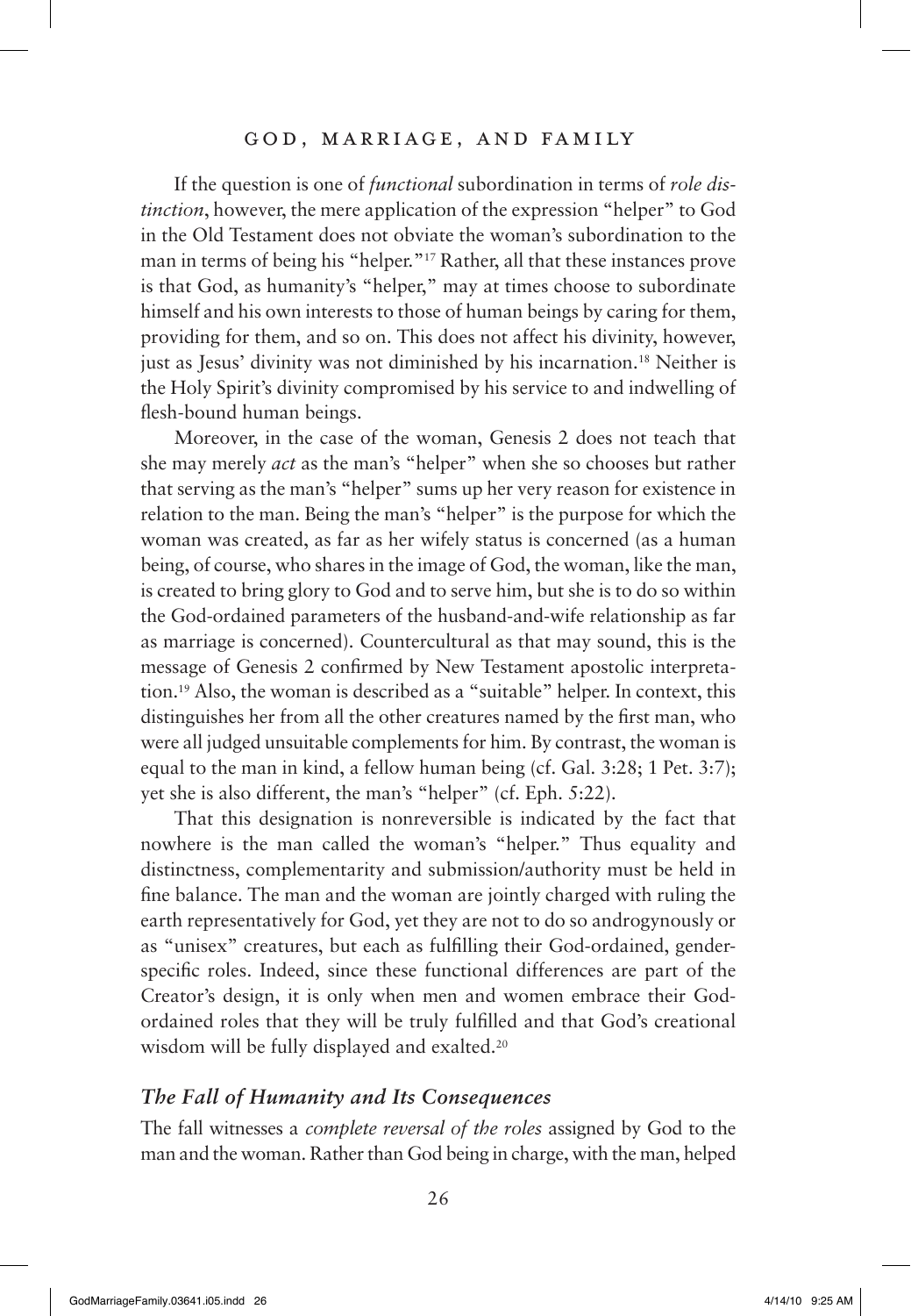If the question is one of *functional* subordination in terms of *role distinction*, however, the mere application of the expression "helper" to God in the Old Testament does not obviate the woman's subordination to the man in terms of being his "helper."[17] Rather, all that these instances prove is that God, as humanity's "helper," may at times choose to subordinate himself and his own interests to those of human beings by caring for them, providing for them, and so on. This does not affect his divinity, however, just as Jesus' divinity was not diminished by his incarnation.[18] Neither is the Holy Spirit's divinity compromised by his service to and indwelling of flesh-bound human beings.

Moreover, in the case of the woman, Genesis 2 does not teach that she may merely *act* as the man's "helper" when she so chooses but rather that serving as the man's "helper" sums up her very reason for existence in relation to the man. Being the man's "helper" is the purpose for which the woman was created, as far as her wifely status is concerned (as a human being, of course, who shares in the image of God, the woman, like the man, is created to bring glory to God and to serve him, but she is to do so within the God-ordained parameters of the husband-and-wife relationship as far as marriage is concerned). Countercultural as that may sound, this is the message of Genesis 2 confirmed by New Testament apostolic interpretation.[19] Also, the woman is described as a "suitable" helper. In context, this distinguishes her from all the other creatures named by the first man, who were all judged unsuitable complements for him. By contrast, the woman is equal to the man in kind, a fellow human being (cf. Gal. 3:28; 1 Pet. 3:7); yet she is also different, the man's "helper" (cf. Eph. 5:22).

That this designation is nonreversible is indicated by the fact that nowhere is the man called the woman's "helper." Thus equality and distinctness, complementarity and submission/authority must be held in fine balance. The man and the woman are jointly charged with ruling the earth representatively for God, yet they are not to do so androgynously or as "unisex" creatures, but each as fulfilling their God-ordained, gender-specific roles. Indeed, since these functional differences are part of the Creator's design, it is only when men and women embrace their God-ordained roles that they will be truly fulfilled and that God's creational wisdom will be fully displayed and exalted.[20]

### *The Fall of Humanity and Its Consequences*

The fall witnesses a *complete reversal of the roles* assigned by God to the man and the woman. Rather than God being in charge, with the man, helped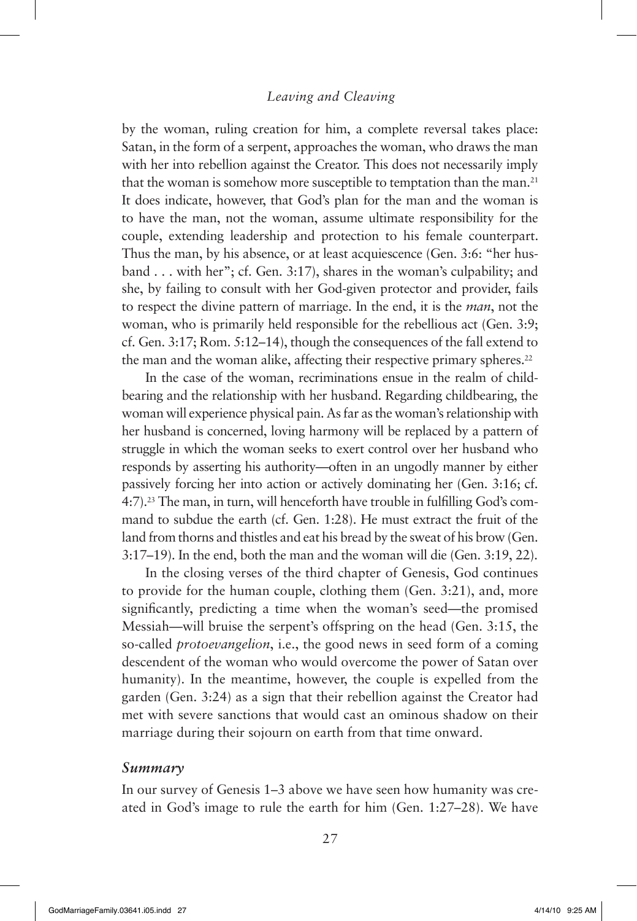by the woman, ruling creation for him, a complete reversal takes place: Satan, in the form of a serpent, approaches the woman, who draws the man with her into rebellion against the Creator. This does not necessarily imply that the woman is somehow more susceptible to temptation than the man.[21] It does indicate, however, that God's plan for the man and the woman is to have the man, not the woman, assume ultimate responsibility for the couple, extending leadership and protection to his female counterpart. Thus the man, by his absence, or at least acquiescence (Gen. 3:6: "her husband . . . with her"; cf. Gen. 3:17), shares in the woman's culpability; and she, by failing to consult with her God-given protector and provider, fails to respect the divine pattern of marriage. In the end, it is the *man*, not the woman, who is primarily held responsible for the rebellious act (Gen. 3:9; cf. Gen. 3:17; Rom. 5:12–14), though the consequences of the fall extend to the man and the woman alike, affecting their respective primary spheres.[22]

In the case of the woman, recriminations ensue in the realm of childbearing and the relationship with her husband. Regarding childbearing, the woman will experience physical pain. As far as the woman's relationship with her husband is concerned, loving harmony will be replaced by a pattern of struggle in which the woman seeks to exert control over her husband who responds by asserting his authority—often in an ungodly manner by either passively forcing her into action or actively dominating her (Gen. 3:16; cf. 4:7).[23] The man, in turn, will henceforth have trouble in fulfilling God's command to subdue the earth (cf. Gen. 1:28). He must extract the fruit of the land from thorns and thistles and eat his bread by the sweat of his brow (Gen. 3:17–19). In the end, both the man and the woman will die (Gen. 3:19, 22).

In the closing verses of the third chapter of Genesis, God continues to provide for the human couple, clothing them (Gen. 3:21), and, more significantly, predicting a time when the woman's seed—the promised Messiah—will bruise the serpent's offspring on the head (Gen. 3:15, the so-called *protoevangelion*, i.e., the good news in seed form of a coming descendent of the woman who would overcome the power of Satan over humanity). In the meantime, however, the couple is expelled from the garden (Gen. 3:24) as a sign that their rebellion against the Creator had met with severe sanctions that would cast an ominous shadow on their marriage during their sojourn on earth from that time onward.

### *Summary*

In our survey of Genesis 1–3 above we have seen how humanity was created in God's image to rule the earth for him (Gen. 1:27–28). We have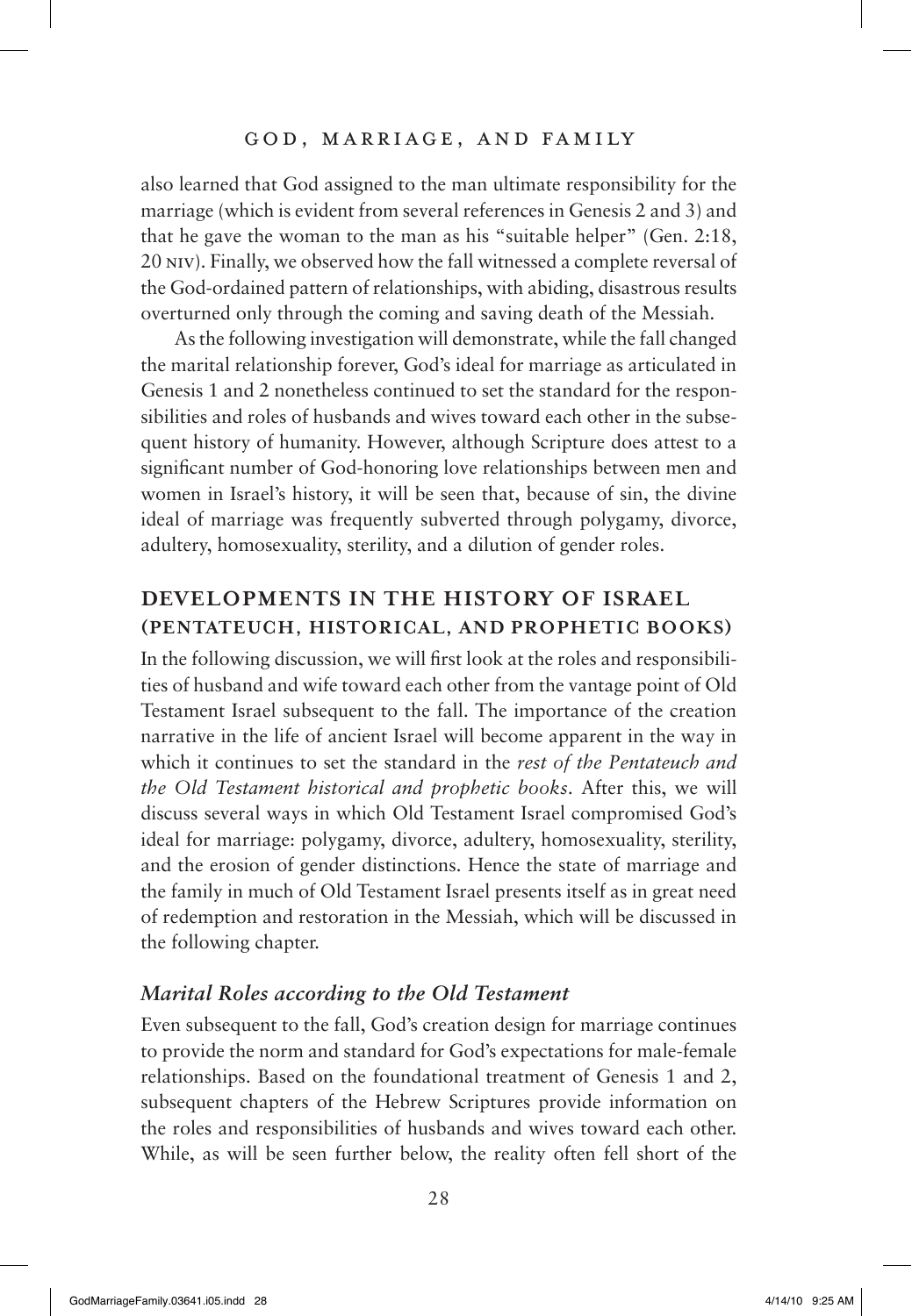also learned that God assigned to the man ultimate responsibility for the marriage (which is evident from several references in Genesis 2 and 3) and that he gave the woman to the man as his "suitable helper" (Gen. 2:18, 20 NIV). Finally, we observed how the fall witnessed a complete reversal of the God-ordained pattern of relationships, with abiding, disastrous results overturned only through the coming and saving death of the Messiah.

As the following investigation will demonstrate, while the fall changed the marital relationship forever, God's ideal for marriage as articulated in Genesis 1 and 2 nonetheless continued to set the standard for the responsibilities and roles of husbands and wives toward each other in the subsequent history of humanity. However, although Scripture does attest to a significant number of God-honoring love relationships between men and women in Israel's history, it will be seen that, because of sin, the divine ideal of marriage was frequently subverted through polygamy, divorce, adultery, homosexuality, sterility, and a dilution of gender roles.

## DEVELOPMENTS IN THE HISTORY OF ISRAEL (PENTATEUCH, HISTORICAL, AND PROPHETIC BOOKS)

In the following discussion, we will first look at the roles and responsibilities of husband and wife toward each other from the vantage point of Old Testament Israel subsequent to the fall. The importance of the creation narrative in the life of ancient Israel will become apparent in the way in which it continues to set the standard in the *rest of the Pentateuch and the Old Testament historical and prophetic books*. After this, we will discuss several ways in which Old Testament Israel compromised God's ideal for marriage: polygamy, divorce, adultery, homosexuality, sterility, and the erosion of gender distinctions. Hence the state of marriage and the family in much of Old Testament Israel presents itself as in great need of redemption and restoration in the Messiah, which will be discussed in the following chapter.

### *Marital Roles according to the Old Testament*

Even subsequent to the fall, God's creation design for marriage continues to provide the norm and standard for God's expectations for male-female relationships. Based on the foundational treatment of Genesis 1 and 2, subsequent chapters of the Hebrew Scriptures provide information on the roles and responsibilities of husbands and wives toward each other. While, as will be seen further below, the reality often fell short of the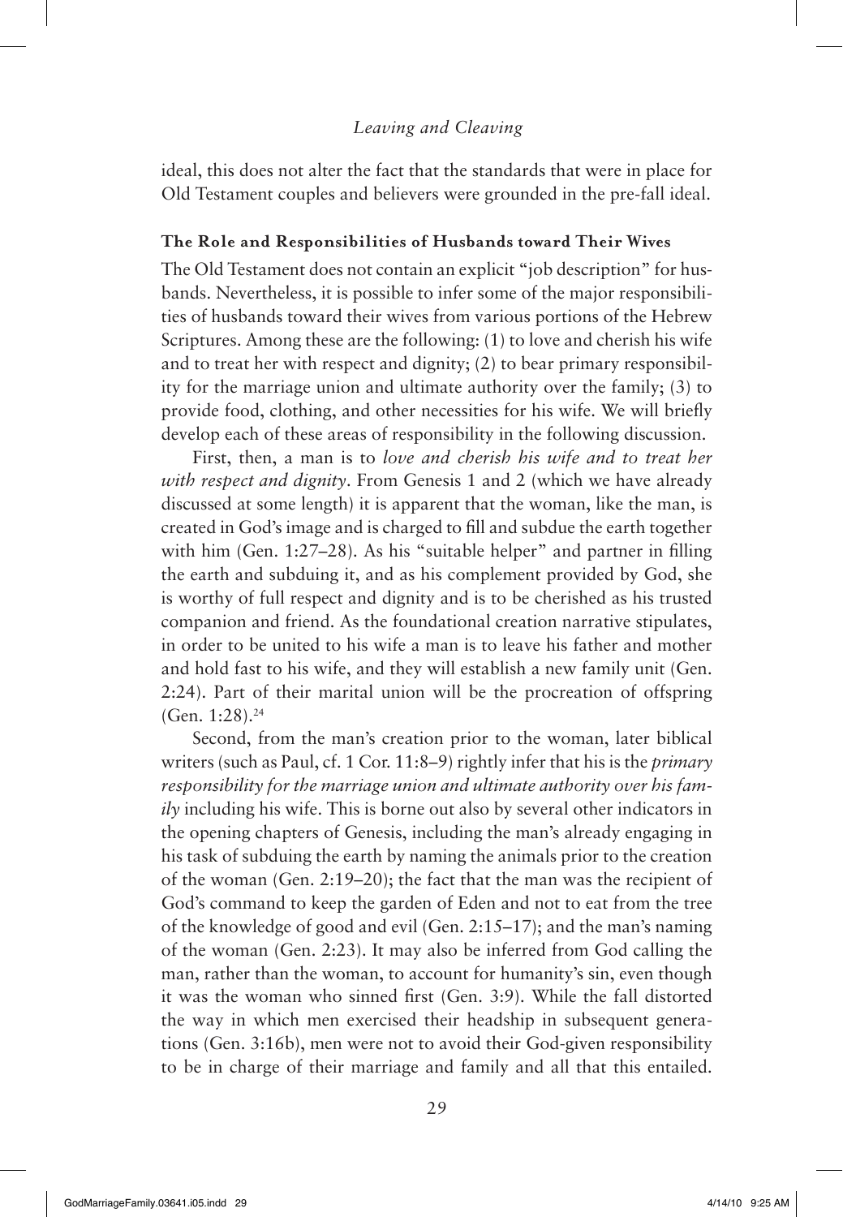ideal, this does not alter the fact that the standards that were in place for Old Testament couples and believers were grounded in the pre-fall ideal.

### The Role and Responsibilities of Husbands toward Their Wives

The Old Testament does not contain an explicit "job description" for husbands. Nevertheless, it is possible to infer some of the major responsibilities of husbands toward their wives from various portions of the Hebrew Scriptures. Among these are the following: (1) to love and cherish his wife and to treat her with respect and dignity; (2) to bear primary responsibility for the marriage union and ultimate authority over the family; (3) to provide food, clothing, and other necessities for his wife. We will briefly develop each of these areas of responsibility in the following discussion.

First, then, a man is to *love and cherish his wife and to treat her with respect and dignity*. From Genesis 1 and 2 (which we have already discussed at some length) it is apparent that the woman, like the man, is created in God's image and is charged to fill and subdue the earth together with him (Gen. 1:27–28). As his "suitable helper" and partner in filling the earth and subduing it, and as his complement provided by God, she is worthy of full respect and dignity and is to be cherished as his trusted companion and friend. As the foundational creation narrative stipulates, in order to be united to his wife a man is to leave his father and mother and hold fast to his wife, and they will establish a new family unit (Gen. 2:24). Part of their marital union will be the procreation of offspring (Gen. 1:28).[24]

Second, from the man's creation prior to the woman, later biblical writers (such as Paul, cf. 1 Cor. 11:8–9) rightly infer that his is the *primary responsibility for the marriage union and ultimate authority over his family* including his wife. This is borne out also by several other indicators in the opening chapters of Genesis, including the man's already engaging in his task of subduing the earth by naming the animals prior to the creation of the woman (Gen. 2:19–20); the fact that the man was the recipient of God's command to keep the garden of Eden and not to eat from the tree of the knowledge of good and evil (Gen. 2:15–17); and the man's naming of the woman (Gen. 2:23). It may also be inferred from God calling the man, rather than the woman, to account for humanity's sin, even though it was the woman who sinned first (Gen. 3:9). While the fall distorted the way in which men exercised their headship in subsequent generations (Gen. 3:16b), men were not to avoid their God-given responsibility to be in charge of their marriage and family and all that this entailed.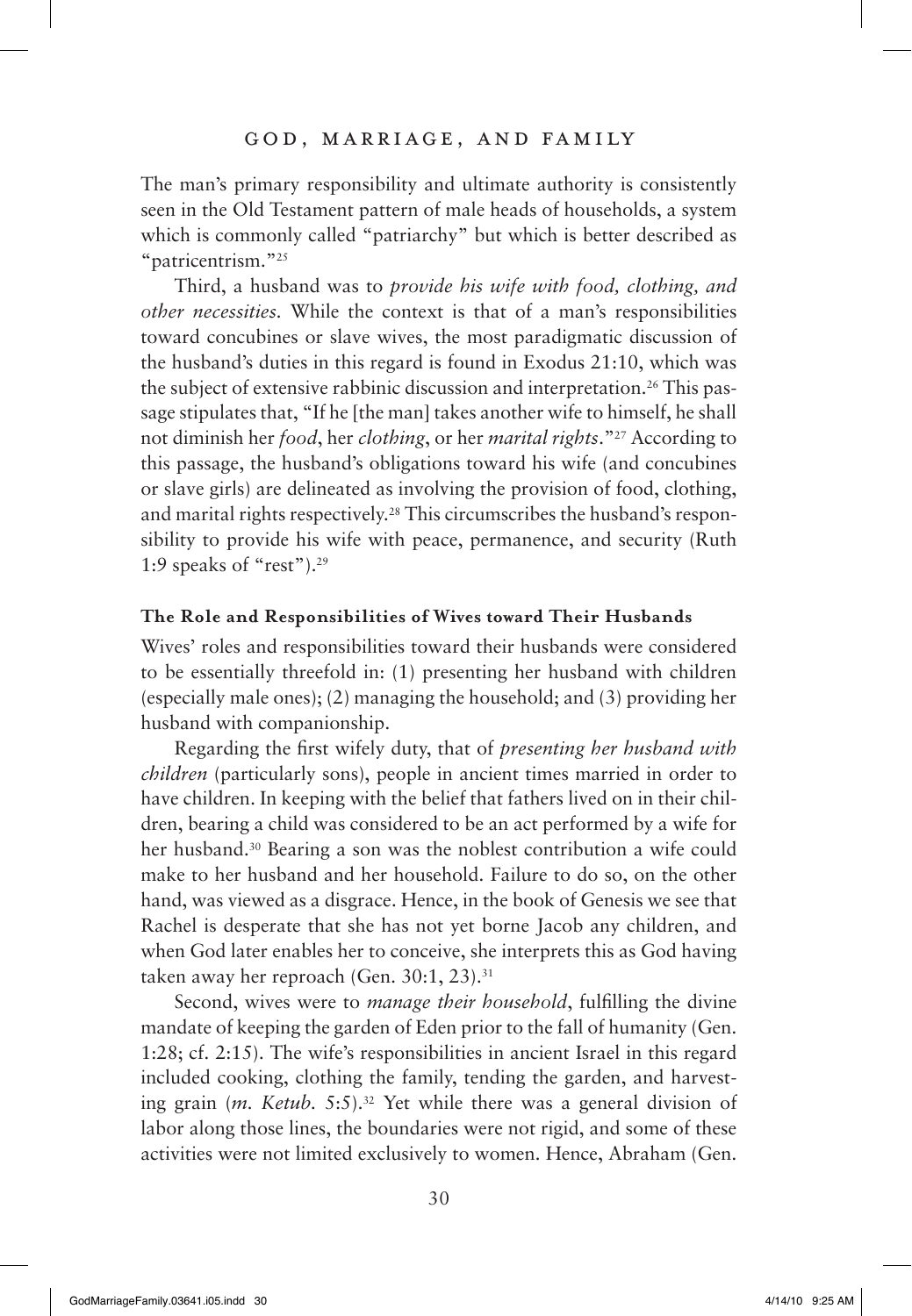The man's primary responsibility and ultimate authority is consistently seen in the Old Testament pattern of male heads of households, a system which is commonly called "patriarchy" but which is better described as "patricentrism."[25]

Third, a husband was to *provide his wife with food, clothing, and other necessities.* While the context is that of a man's responsibilities toward concubines or slave wives, the most paradigmatic discussion of the husband's duties in this regard is found in Exodus 21:10, which was the subject of extensive rabbinic discussion and interpretation.[26] This passage stipulates that, "If he [the man] takes another wife to himself, he shall not diminish her *food*, her *clothing*, or her *marital rights*."[27] According to this passage, the husband's obligations toward his wife (and concubines or slave girls) are delineated as involving the provision of food, clothing, and marital rights respectively.[28] This circumscribes the husband's responsibility to provide his wife with peace, permanence, and security (Ruth 1:9 speaks of "rest").[29]

### The Role and Responsibilities of Wives toward Their Husbands

Wives' roles and responsibilities toward their husbands were considered to be essentially threefold in: (1) presenting her husband with children (especially male ones); (2) managing the household; and (3) providing her husband with companionship.

Regarding the first wifely duty, that of *presenting her husband with children* (particularly sons), people in ancient times married in order to have children. In keeping with the belief that fathers lived on in their children, bearing a child was considered to be an act performed by a wife for her husband.[30] Bearing a son was the noblest contribution a wife could make to her husband and her household. Failure to do so, on the other hand, was viewed as a disgrace. Hence, in the book of Genesis we see that Rachel is desperate that she has not yet borne Jacob any children, and when God later enables her to conceive, she interprets this as God having taken away her reproach (Gen. 30:1, 23).[31]

Second, wives were to *manage their household*, fulfilling the divine mandate of keeping the garden of Eden prior to the fall of humanity (Gen. 1:28; cf. 2:15). The wife's responsibilities in ancient Israel in this regard included cooking, clothing the family, tending the garden, and harvesting grain (*m. Ketub.* 5:5).[32] Yet while there was a general division of labor along those lines, the boundaries were not rigid, and some of these activities were not limited exclusively to women. Hence, Abraham (Gen.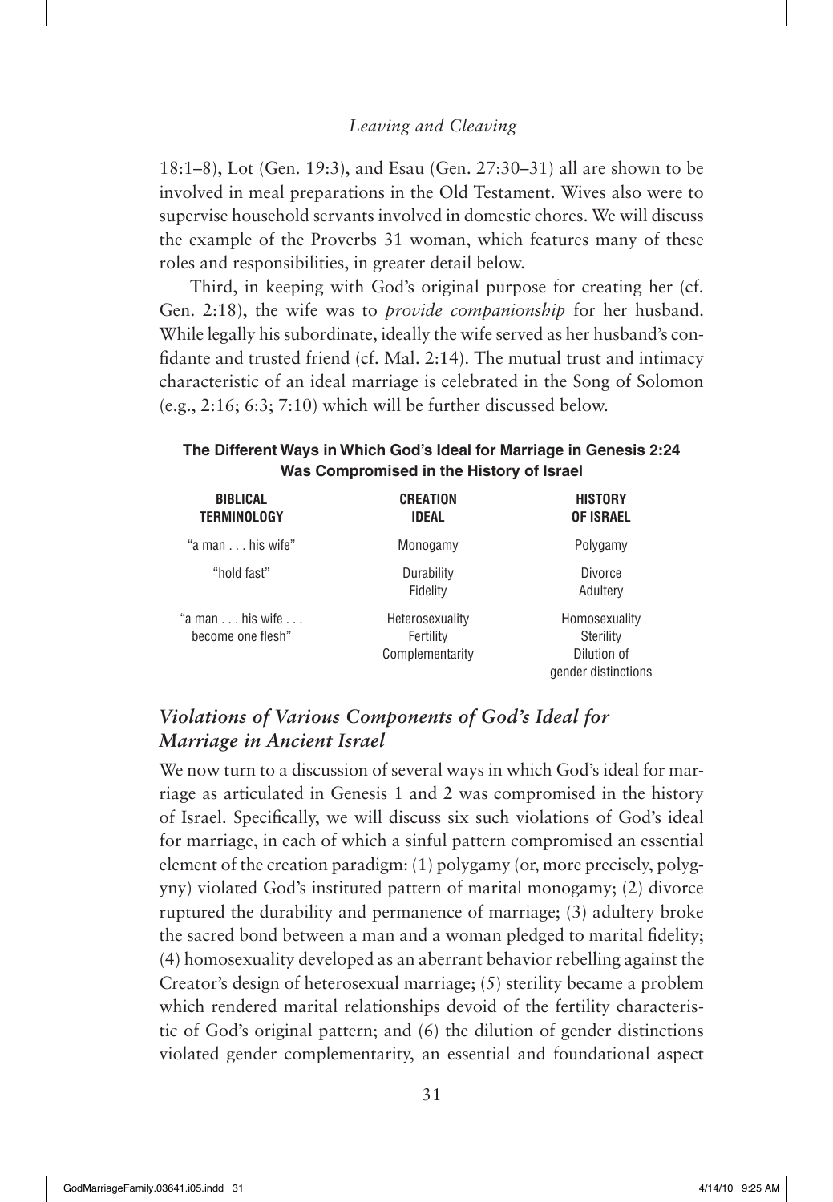18:1–8), Lot (Gen. 19:3), and Esau (Gen. 27:30–31) all are shown to be involved in meal preparations in the Old Testament. Wives also were to supervise household servants involved in domestic chores. We will discuss the example of the Proverbs 31 woman, which features many of these roles and responsibilities, in greater detail below.

Third, in keeping with God's original purpose for creating her (cf. Gen. 2:18), the wife was to *provide companionship* for her husband. While legally his subordinate, ideally the wife served as her husband's confidante and trusted friend (cf. Mal. 2:14). The mutual trust and intimacy characteristic of an ideal marriage is celebrated in the Song of Solomon (e.g., 2:16; 6:3; 7:10) which will be further discussed below.

**The Different Ways in Which God's Ideal for Marriage in Genesis 2:24 Was Compromised in the History of Israel**

| BIBLICAL TERMINOLOGY | CREATION IDEAL | HISTORY OF ISRAEL |
|---|---|---|
| "a man . . . his wife" | Monogamy | Polygamy |
| "hold fast" | Durability<br>Fidelity | Divorce<br>Adultery |
| "a man . . . his wife . . . become one flesh" | Heterosexuality<br>Fertility<br>Complementarity | Homosexuality<br>Sterility<br>Dilution of gender distinctions |

## *Violations of Various Components of God's Ideal for Marriage in Ancient Israel*

We now turn to a discussion of several ways in which God's ideal for marriage as articulated in Genesis 1 and 2 was compromised in the history of Israel. Specifically, we will discuss six such violations of God's ideal for marriage, in each of which a sinful pattern compromised an essential element of the creation paradigm: (1) polygamy (or, more precisely, polygyny) violated God's instituted pattern of marital monogamy; (2) divorce ruptured the durability and permanence of marriage; (3) adultery broke the sacred bond between a man and a woman pledged to marital fidelity; (4) homosexuality developed as an aberrant behavior rebelling against the Creator's design of heterosexual marriage; (5) sterility became a problem which rendered marital relationships devoid of the fertility characteristic of God's original pattern; and (6) the dilution of gender distinctions violated gender complementarity, an essential and foundational aspect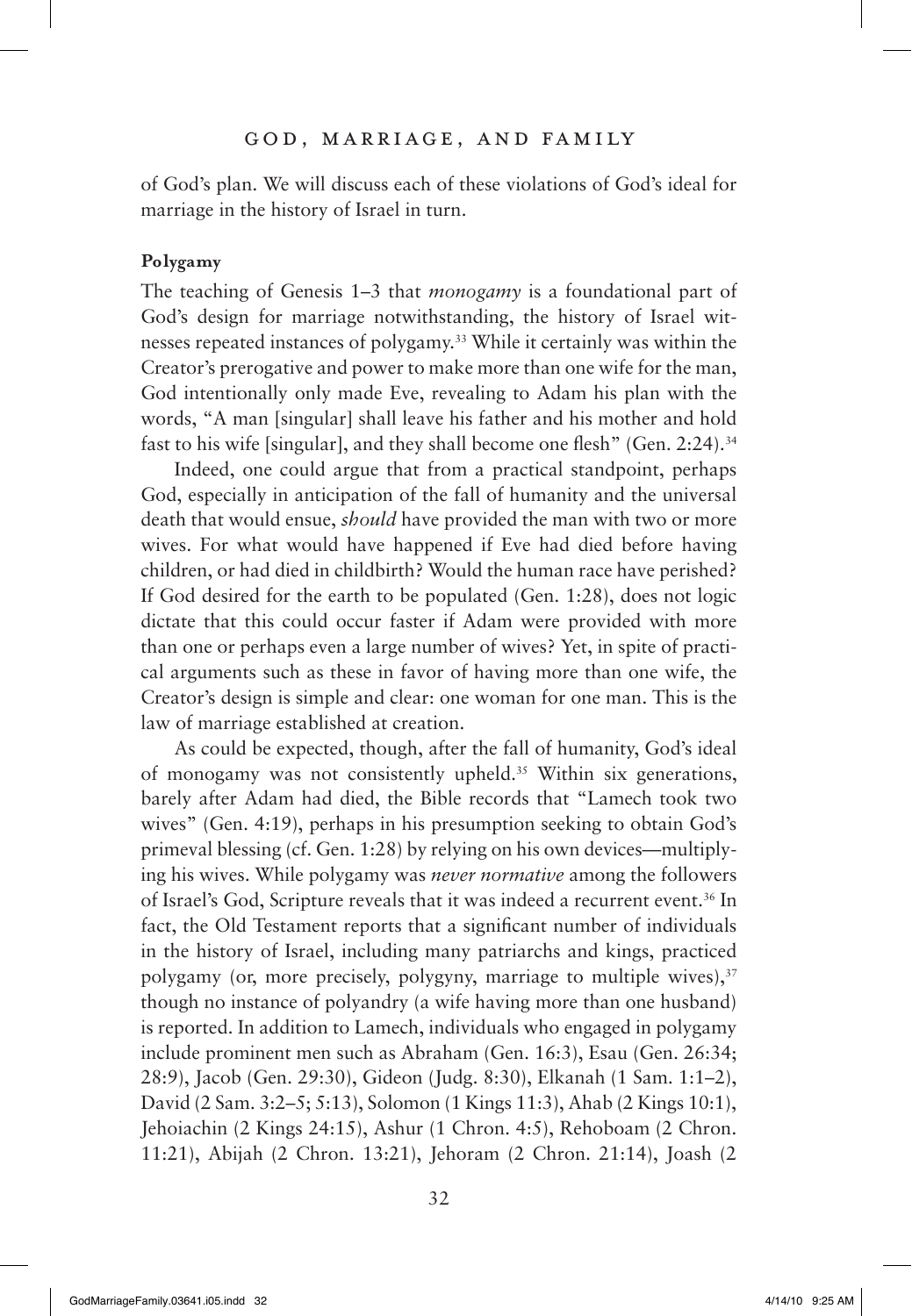of God's plan. We will discuss each of these violations of God's ideal for marriage in the history of Israel in turn.

### Polygamy

The teaching of Genesis 1–3 that *monogamy* is a foundational part of God's design for marriage notwithstanding, the history of Israel witnesses repeated instances of polygamy.[33] While it certainly was within the Creator's prerogative and power to make more than one wife for the man, God intentionally only made Eve, revealing to Adam his plan with the words, "A man [singular] shall leave his father and his mother and hold fast to his wife [singular], and they shall become one flesh" (Gen. 2:24).[34]

Indeed, one could argue that from a practical standpoint, perhaps God, especially in anticipation of the fall of humanity and the universal death that would ensue, *should* have provided the man with two or more wives. For what would have happened if Eve had died before having children, or had died in childbirth? Would the human race have perished? If God desired for the earth to be populated (Gen. 1:28), does not logic dictate that this could occur faster if Adam were provided with more than one or perhaps even a large number of wives? Yet, in spite of practical arguments such as these in favor of having more than one wife, the Creator's design is simple and clear: one woman for one man. This is the law of marriage established at creation.

As could be expected, though, after the fall of humanity, God's ideal of monogamy was not consistently upheld.[35] Within six generations, barely after Adam had died, the Bible records that "Lamech took two wives" (Gen. 4:19), perhaps in his presumption seeking to obtain God's primeval blessing (cf. Gen. 1:28) by relying on his own devices—multiplying his wives. While polygamy was *never normative* among the followers of Israel's God, Scripture reveals that it was indeed a recurrent event.[36] In fact, the Old Testament reports that a significant number of individuals in the history of Israel, including many patriarchs and kings, practiced polygamy (or, more precisely, polygyny, marriage to multiple wives),[37] though no instance of polyandry (a wife having more than one husband) is reported. In addition to Lamech, individuals who engaged in polygamy include prominent men such as Abraham (Gen. 16:3), Esau (Gen. 26:34; 28:9), Jacob (Gen. 29:30), Gideon (Judg. 8:30), Elkanah (1 Sam. 1:1–2), David (2 Sam. 3:2–5; 5:13), Solomon (1 Kings 11:3), Ahab (2 Kings 10:1), Jehoiachin (2 Kings 24:15), Ashur (1 Chron. 4:5), Rehoboam (2 Chron. 11:21), Abijah (2 Chron. 13:21), Jehoram (2 Chron. 21:14), Joash (2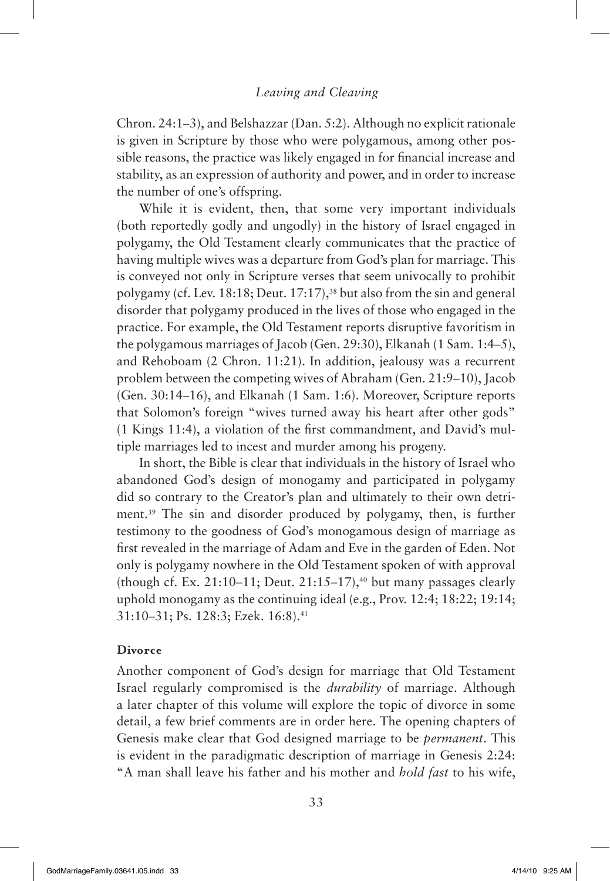Chron. 24:1–3), and Belshazzar (Dan. 5:2). Although no explicit rationale is given in Scripture by those who were polygamous, among other possible reasons, the practice was likely engaged in for financial increase and stability, as an expression of authority and power, and in order to increase the number of one's offspring.

While it is evident, then, that some very important individuals (both reportedly godly and ungodly) in the history of Israel engaged in polygamy, the Old Testament clearly communicates that the practice of having multiple wives was a departure from God's plan for marriage. This is conveyed not only in Scripture verses that seem univocally to prohibit polygamy (cf. Lev. 18:18; Deut. 17:17),[38] but also from the sin and general disorder that polygamy produced in the lives of those who engaged in the practice. For example, the Old Testament reports disruptive favoritism in the polygamous marriages of Jacob (Gen. 29:30), Elkanah (1 Sam. 1:4–5), and Rehoboam (2 Chron. 11:21). In addition, jealousy was a recurrent problem between the competing wives of Abraham (Gen. 21:9–10), Jacob (Gen. 30:14–16), and Elkanah (1 Sam. 1:6). Moreover, Scripture reports that Solomon's foreign "wives turned away his heart after other gods" (1 Kings 11:4), a violation of the first commandment, and David's multiple marriages led to incest and murder among his progeny.

In short, the Bible is clear that individuals in the history of Israel who abandoned God's design of monogamy and participated in polygamy did so contrary to the Creator's plan and ultimately to their own detriment.[39] The sin and disorder produced by polygamy, then, is further testimony to the goodness of God's monogamous design of marriage as first revealed in the marriage of Adam and Eve in the garden of Eden. Not only is polygamy nowhere in the Old Testament spoken of with approval (though cf. Ex. 21:10–11; Deut. 21:15–17),[40] but many passages clearly uphold monogamy as the continuing ideal (e.g., Prov. 12:4; 18:22; 19:14; 31:10–31; Ps. 128:3; Ezek. 16:8).[41]

**Divorce**

Another component of God's design for marriage that Old Testament Israel regularly compromised is the *durability* of marriage. Although a later chapter of this volume will explore the topic of divorce in some detail, a few brief comments are in order here. The opening chapters of Genesis make clear that God designed marriage to be *permanent*. This is evident in the paradigmatic description of marriage in Genesis 2:24: "A man shall leave his father and his mother and *hold fast* to his wife,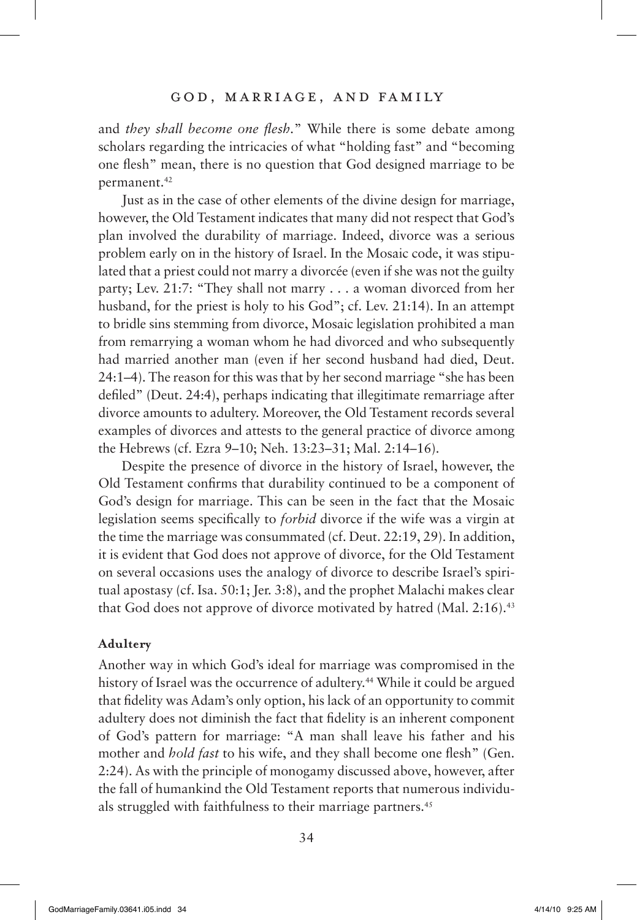and *they shall become one flesh.*" While there is some debate among scholars regarding the intricacies of what "holding fast" and "becoming one flesh" mean, there is no question that God designed marriage to be permanent.[42]

Just as in the case of other elements of the divine design for marriage, however, the Old Testament indicates that many did not respect that God's plan involved the durability of marriage. Indeed, divorce was a serious problem early on in the history of Israel. In the Mosaic code, it was stipulated that a priest could not marry a divorcée (even if she was not the guilty party; Lev. 21:7: "They shall not marry . . . a woman divorced from her husband, for the priest is holy to his God"; cf. Lev. 21:14). In an attempt to bridle sins stemming from divorce, Mosaic legislation prohibited a man from remarrying a woman whom he had divorced and who subsequently had married another man (even if her second husband had died, Deut. 24:1–4). The reason for this was that by her second marriage "she has been defiled" (Deut. 24:4), perhaps indicating that illegitimate remarriage after divorce amounts to adultery. Moreover, the Old Testament records several examples of divorces and attests to the general practice of divorce among the Hebrews (cf. Ezra 9–10; Neh. 13:23–31; Mal. 2:14–16).

Despite the presence of divorce in the history of Israel, however, the Old Testament confirms that durability continued to be a component of God's design for marriage. This can be seen in the fact that the Mosaic legislation seems specifically to *forbid* divorce if the wife was a virgin at the time the marriage was consummated (cf. Deut. 22:19, 29). In addition, it is evident that God does not approve of divorce, for the Old Testament on several occasions uses the analogy of divorce to describe Israel's spiritual apostasy (cf. Isa. 50:1; Jer. 3:8), and the prophet Malachi makes clear that God does not approve of divorce motivated by hatred (Mal. 2:16).[43]

### Adultery

Another way in which God's ideal for marriage was compromised in the history of Israel was the occurrence of adultery.[44] While it could be argued that fidelity was Adam's only option, his lack of an opportunity to commit adultery does not diminish the fact that fidelity is an inherent component of God's pattern for marriage: "A man shall leave his father and his mother and *hold fast* to his wife, and they shall become one flesh" (Gen. 2:24). As with the principle of monogamy discussed above, however, after the fall of humankind the Old Testament reports that numerous individuals struggled with faithfulness to their marriage partners.[45]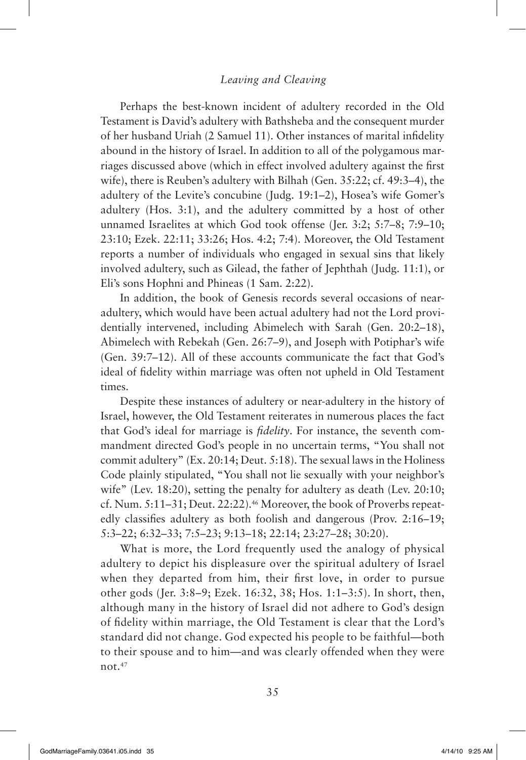Perhaps the best-known incident of adultery recorded in the Old Testament is David's adultery with Bathsheba and the consequent murder of her husband Uriah (2 Samuel 11). Other instances of marital infidelity abound in the history of Israel. In addition to all of the polygamous marriages discussed above (which in effect involved adultery against the first wife), there is Reuben's adultery with Bilhah (Gen. 35:22; cf. 49:3–4), the adultery of the Levite's concubine (Judg. 19:1–2), Hosea's wife Gomer's adultery (Hos. 3:1), and the adultery committed by a host of other unnamed Israelites at which God took offense (Jer. 3:2; 5:7–8; 7:9–10; 23:10; Ezek. 22:11; 33:26; Hos. 4:2; 7:4). Moreover, the Old Testament reports a number of individuals who engaged in sexual sins that likely involved adultery, such as Gilead, the father of Jephthah (Judg. 11:1), or Eli's sons Hophni and Phineas (1 Sam. 2:22).

In addition, the book of Genesis records several occasions of near-adultery, which would have been actual adultery had not the Lord providentially intervened, including Abimelech with Sarah (Gen. 20:2–18), Abimelech with Rebekah (Gen. 26:7–9), and Joseph with Potiphar's wife (Gen. 39:7–12). All of these accounts communicate the fact that God's ideal of fidelity within marriage was often not upheld in Old Testament times.

Despite these instances of adultery or near-adultery in the history of Israel, however, the Old Testament reiterates in numerous places the fact that God's ideal for marriage is *fidelity*. For instance, the seventh commandment directed God's people in no uncertain terms, "You shall not commit adultery" (Ex. 20:14; Deut. 5:18). The sexual laws in the Holiness Code plainly stipulated, "You shall not lie sexually with your neighbor's wife" (Lev. 18:20), setting the penalty for adultery as death (Lev. 20:10; cf. Num. 5:11–31; Deut. 22:22).[46] Moreover, the book of Proverbs repeatedly classifies adultery as both foolish and dangerous (Prov. 2:16–19; 5:3–22; 6:32–33; 7:5–23; 9:13–18; 22:14; 23:27–28; 30:20).

What is more, the Lord frequently used the analogy of physical adultery to depict his displeasure over the spiritual adultery of Israel when they departed from him, their first love, in order to pursue other gods (Jer. 3:8–9; Ezek. 16:32, 38; Hos. 1:1–3:5). In short, then, although many in the history of Israel did not adhere to God's design of fidelity within marriage, the Old Testament is clear that the Lord's standard did not change. God expected his people to be faithful—both to their spouse and to him—and was clearly offended when they were not.[47]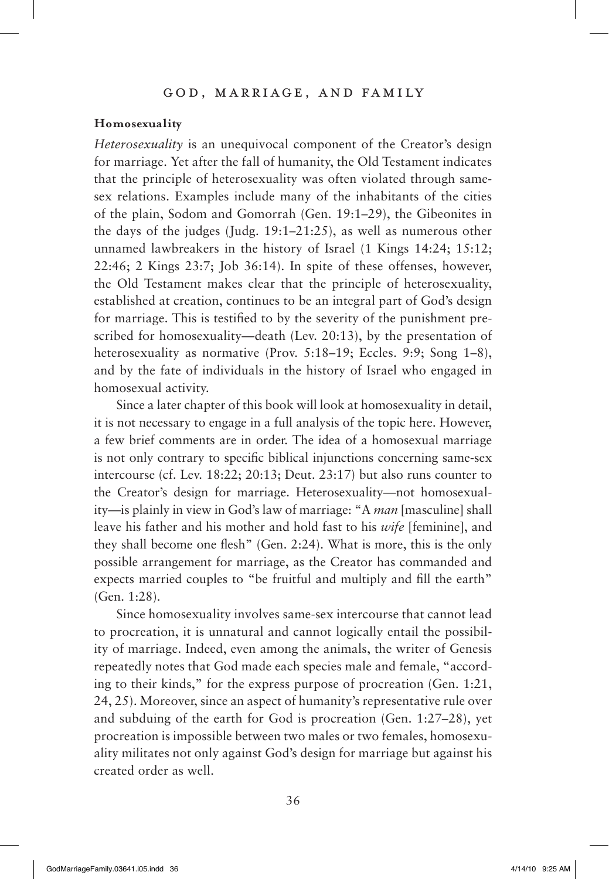**Homosexuality**

*Heterosexuality* is an unequivocal component of the Creator's design for marriage. Yet after the fall of humanity, the Old Testament indicates that the principle of heterosexuality was often violated through same-sex relations. Examples include many of the inhabitants of the cities of the plain, Sodom and Gomorrah (Gen. 19:1–29), the Gibeonites in the days of the judges (Judg. 19:1–21:25), as well as numerous other unnamed lawbreakers in the history of Israel (1 Kings 14:24; 15:12; 22:46; 2 Kings 23:7; Job 36:14). In spite of these offenses, however, the Old Testament makes clear that the principle of heterosexuality, established at creation, continues to be an integral part of God's design for marriage. This is testified to by the severity of the punishment prescribed for homosexuality—death (Lev. 20:13), by the presentation of heterosexuality as normative (Prov. 5:18–19; Eccles. 9:9; Song 1–8), and by the fate of individuals in the history of Israel who engaged in homosexual activity.

Since a later chapter of this book will look at homosexuality in detail, it is not necessary to engage in a full analysis of the topic here. However, a few brief comments are in order. The idea of a homosexual marriage is not only contrary to specific biblical injunctions concerning same-sex intercourse (cf. Lev. 18:22; 20:13; Deut. 23:17) but also runs counter to the Creator's design for marriage. Heterosexuality—not homosexuality—is plainly in view in God's law of marriage: "A *man* [masculine] shall leave his father and his mother and hold fast to his *wife* [feminine], and they shall become one flesh" (Gen. 2:24). What is more, this is the only possible arrangement for marriage, as the Creator has commanded and expects married couples to "be fruitful and multiply and fill the earth" (Gen. 1:28).

Since homosexuality involves same-sex intercourse that cannot lead to procreation, it is unnatural and cannot logically entail the possibility of marriage. Indeed, even among the animals, the writer of Genesis repeatedly notes that God made each species male and female, "according to their kinds," for the express purpose of procreation (Gen. 1:21, 24, 25). Moreover, since an aspect of humanity's representative rule over and subduing of the earth for God is procreation (Gen. 1:27–28), yet procreation is impossible between two males or two females, homosexuality militates not only against God's design for marriage but against his created order as well.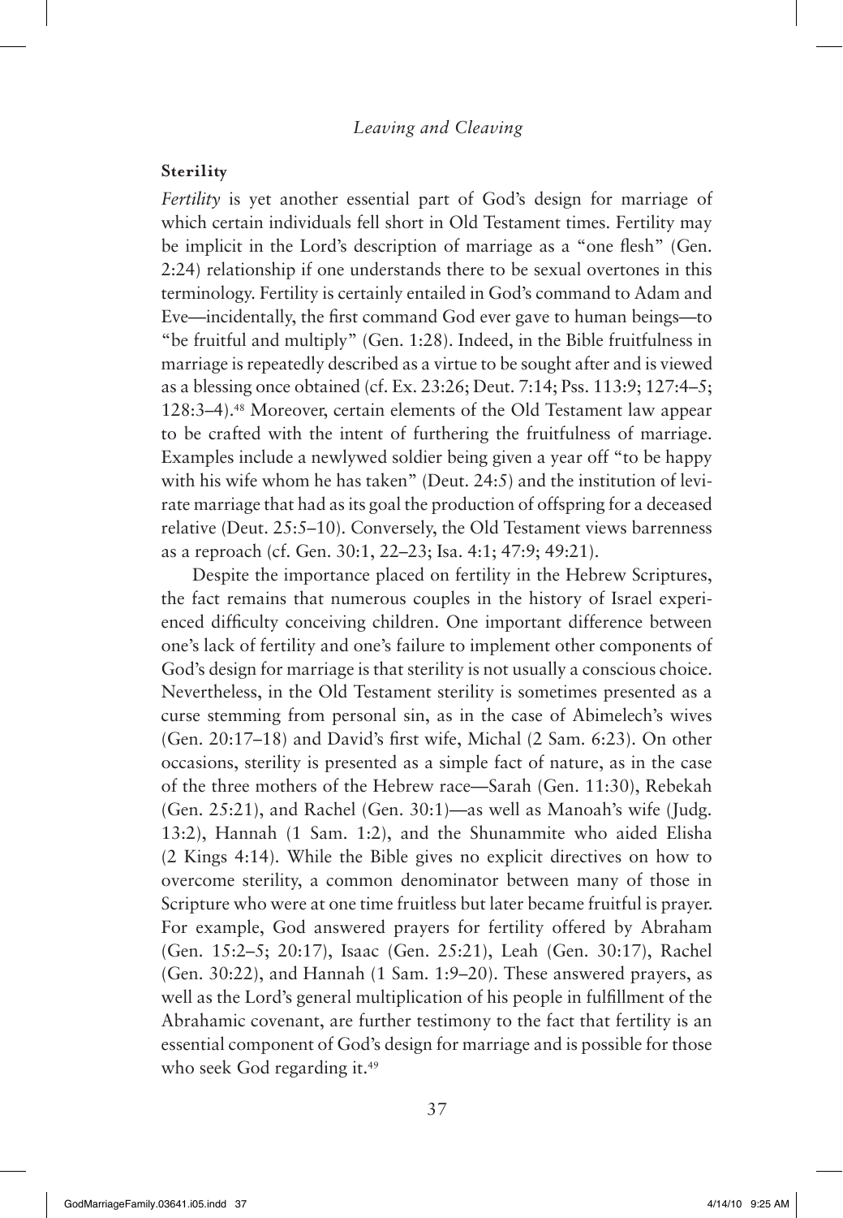### Sterility

*Fertility* is yet another essential part of God's design for marriage of which certain individuals fell short in Old Testament times. Fertility may be implicit in the Lord's description of marriage as a "one flesh" (Gen. 2:24) relationship if one understands there to be sexual overtones in this terminology. Fertility is certainly entailed in God's command to Adam and Eve—incidentally, the first command God ever gave to human beings—to "be fruitful and multiply" (Gen. 1:28). Indeed, in the Bible fruitfulness in marriage is repeatedly described as a virtue to be sought after and is viewed as a blessing once obtained (cf. Ex. 23:26; Deut. 7:14; Pss. 113:9; 127:4–5; 128:3–4).[48] Moreover, certain elements of the Old Testament law appear to be crafted with the intent of furthering the fruitfulness of marriage. Examples include a newlywed soldier being given a year off "to be happy with his wife whom he has taken" (Deut. 24:5) and the institution of levirate marriage that had as its goal the production of offspring for a deceased relative (Deut. 25:5–10). Conversely, the Old Testament views barrenness as a reproach (cf. Gen. 30:1, 22–23; Isa. 4:1; 47:9; 49:21).

Despite the importance placed on fertility in the Hebrew Scriptures, the fact remains that numerous couples in the history of Israel experienced difficulty conceiving children. One important difference between one's lack of fertility and one's failure to implement other components of God's design for marriage is that sterility is not usually a conscious choice. Nevertheless, in the Old Testament sterility is sometimes presented as a curse stemming from personal sin, as in the case of Abimelech's wives (Gen. 20:17–18) and David's first wife, Michal (2 Sam. 6:23). On other occasions, sterility is presented as a simple fact of nature, as in the case of the three mothers of the Hebrew race—Sarah (Gen. 11:30), Rebekah (Gen. 25:21), and Rachel (Gen. 30:1)—as well as Manoah's wife (Judg. 13:2), Hannah (1 Sam. 1:2), and the Shunammite who aided Elisha (2 Kings 4:14). While the Bible gives no explicit directives on how to overcome sterility, a common denominator between many of those in Scripture who were at one time fruitless but later became fruitful is prayer. For example, God answered prayers for fertility offered by Abraham (Gen. 15:2–5; 20:17), Isaac (Gen. 25:21), Leah (Gen. 30:17), Rachel (Gen. 30:22), and Hannah (1 Sam. 1:9–20). These answered prayers, as well as the Lord's general multiplication of his people in fulfillment of the Abrahamic covenant, are further testimony to the fact that fertility is an essential component of God's design for marriage and is possible for those who seek God regarding it.[49]